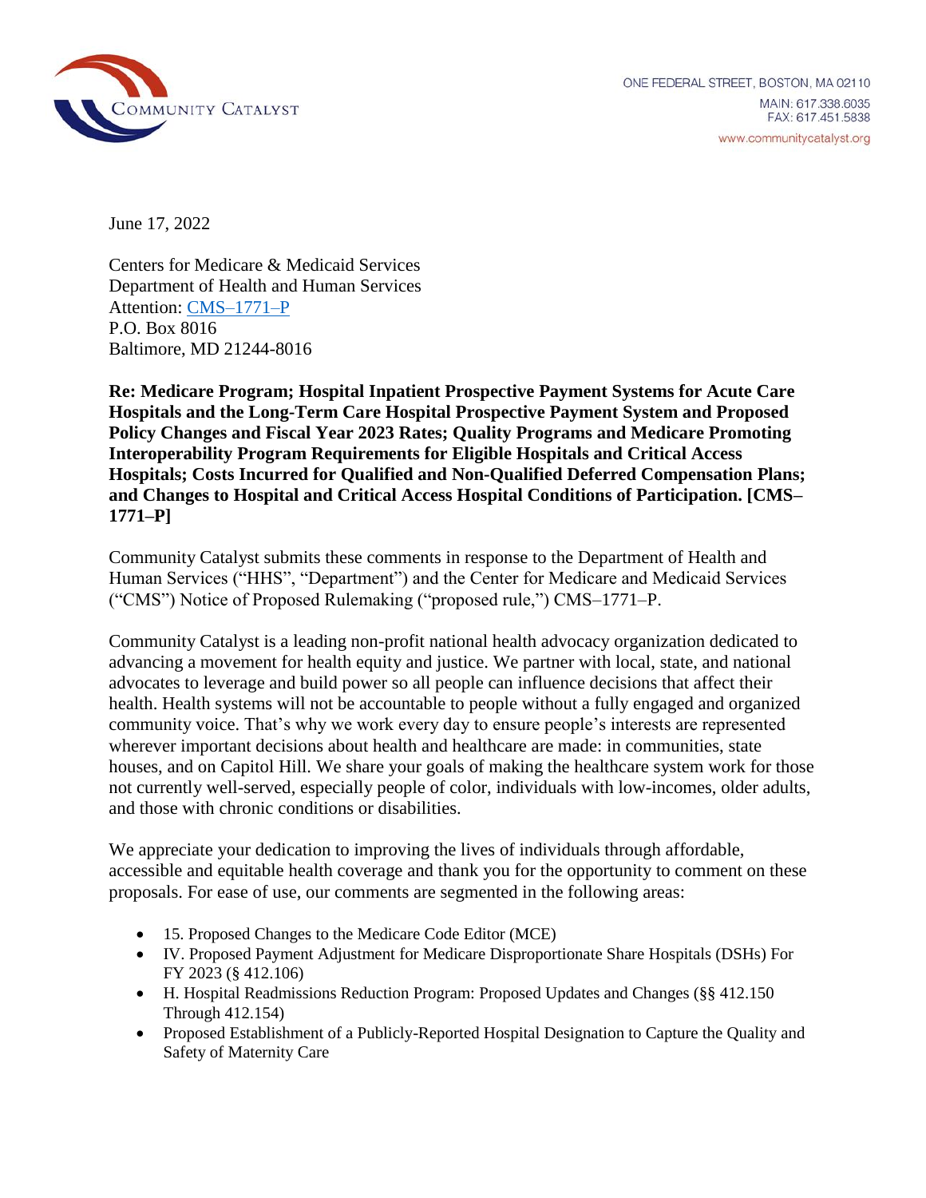Community Catalyst

ONE FEDERAL STREET, BOSTON, MA 02110
MAIN: 617.338.6035
FAX: 617.451.5838
www.communitycatalyst.org

June 17, 2022

Centers for Medicare & Medicaid Services
Department of Health and Human Services
Attention: CMS–1771–P
P.O. Box 8016
Baltimore, MD 21244-8016

**Re: Medicare Program; Hospital Inpatient Prospective Payment Systems for Acute Care Hospitals and the Long-Term Care Hospital Prospective Payment System and Proposed Policy Changes and Fiscal Year 2023 Rates; Quality Programs and Medicare Promoting Interoperability Program Requirements for Eligible Hospitals and Critical Access Hospitals; Costs Incurred for Qualified and Non-Qualified Deferred Compensation Plans; and Changes to Hospital and Critical Access Hospital Conditions of Participation. [CMS–1771–P]**

Community Catalyst submits these comments in response to the Department of Health and Human Services ("HHS", "Department") and the Center for Medicare and Medicaid Services ("CMS") Notice of Proposed Rulemaking ("proposed rule,") CMS–1771–P.

Community Catalyst is a leading non-profit national health advocacy organization dedicated to advancing a movement for health equity and justice. We partner with local, state, and national advocates to leverage and build power so all people can influence decisions that affect their health. Health systems will not be accountable to people without a fully engaged and organized community voice. That's why we work every day to ensure people's interests are represented wherever important decisions about health and healthcare are made: in communities, state houses, and on Capitol Hill. We share your goals of making the healthcare system work for those not currently well-served, especially people of color, individuals with low-incomes, older adults, and those with chronic conditions or disabilities.

We appreciate your dedication to improving the lives of individuals through affordable, accessible and equitable health coverage and thank you for the opportunity to comment on these proposals. For ease of use, our comments are segmented in the following areas:

- 15. Proposed Changes to the Medicare Code Editor (MCE)
- IV. Proposed Payment Adjustment for Medicare Disproportionate Share Hospitals (DSHs) For FY 2023 (§ 412.106)
- H. Hospital Readmissions Reduction Program: Proposed Updates and Changes (§§ 412.150 Through 412.154)
- Proposed Establishment of a Publicly-Reported Hospital Designation to Capture the Quality and Safety of Maternity Care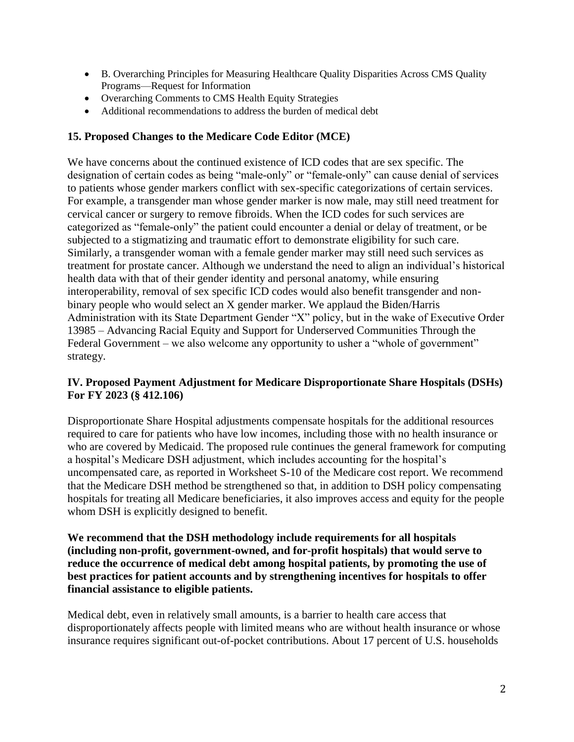- B. Overarching Principles for Measuring Healthcare Quality Disparities Across CMS Quality Programs—Request for Information
- Overarching Comments to CMS Health Equity Strategies
- Additional recommendations to address the burden of medical debt

### 15. Proposed Changes to the Medicare Code Editor (MCE)

We have concerns about the continued existence of ICD codes that are sex specific. The designation of certain codes as being "male-only" or "female-only" can cause denial of services to patients whose gender markers conflict with sex-specific categorizations of certain services. For example, a transgender man whose gender marker is now male, may still need treatment for cervical cancer or surgery to remove fibroids. When the ICD codes for such services are categorized as "female-only" the patient could encounter a denial or delay of treatment, or be subjected to a stigmatizing and traumatic effort to demonstrate eligibility for such care. Similarly, a transgender woman with a female gender marker may still need such services as treatment for prostate cancer. Although we understand the need to align an individual's historical health data with that of their gender identity and personal anatomy, while ensuring interoperability, removal of sex specific ICD codes would also benefit transgender and non-binary people who would select an X gender marker. We applaud the Biden/Harris Administration with its State Department Gender "X" policy, but in the wake of Executive Order 13985 – Advancing Racial Equity and Support for Underserved Communities Through the Federal Government – we also welcome any opportunity to usher a "whole of government" strategy.

### IV. Proposed Payment Adjustment for Medicare Disproportionate Share Hospitals (DSHs) For FY 2023 (§ 412.106)

Disproportionate Share Hospital adjustments compensate hospitals for the additional resources required to care for patients who have low incomes, including those with no health insurance or who are covered by Medicaid. The proposed rule continues the general framework for computing a hospital's Medicare DSH adjustment, which includes accounting for the hospital's uncompensated care, as reported in Worksheet S-10 of the Medicare cost report. We recommend that the Medicare DSH method be strengthened so that, in addition to DSH policy compensating hospitals for treating all Medicare beneficiaries, it also improves access and equity for the people whom DSH is explicitly designed to benefit.

**We recommend that the DSH methodology include requirements for all hospitals (including non-profit, government-owned, and for-profit hospitals) that would serve to reduce the occurrence of medical debt among hospital patients, by promoting the use of best practices for patient accounts and by strengthening incentives for hospitals to offer financial assistance to eligible patients.**

Medical debt, even in relatively small amounts, is a barrier to health care access that disproportionately affects people with limited means who are without health insurance or whose insurance requires significant out-of-pocket contributions. About 17 percent of U.S. households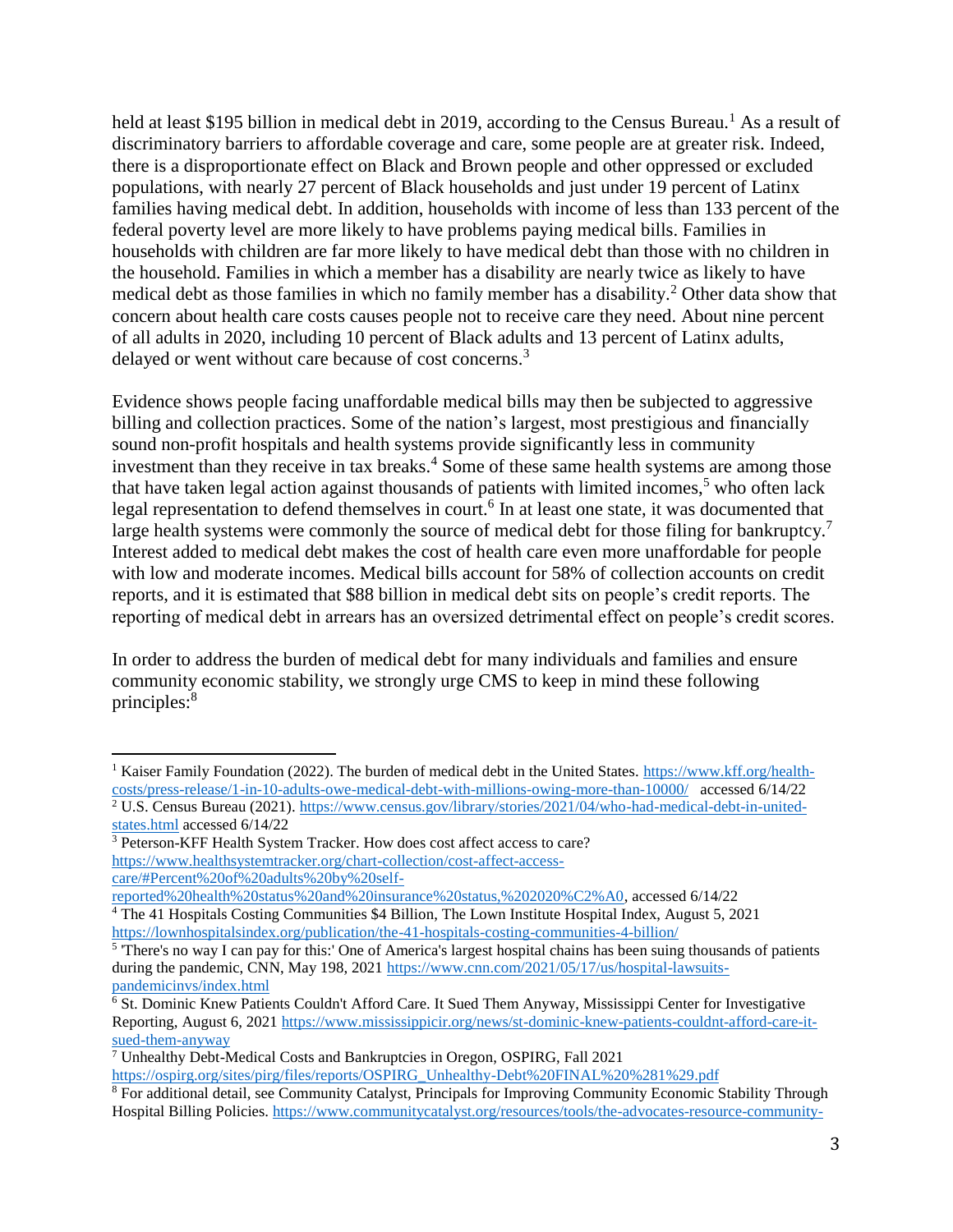held at least $195 billion in medical debt in 2019, according to the Census Bureau.[1] As a result of discriminatory barriers to affordable coverage and care, some people are at greater risk. Indeed, there is a disproportionate effect on Black and Brown people and other oppressed or excluded populations, with nearly 27 percent of Black households and just under 19 percent of Latinx families having medical debt. In addition, households with income of less than 133 percent of the federal poverty level are more likely to have problems paying medical bills. Families in households with children are far more likely to have medical debt than those with no children in the household. Families in which a member has a disability are nearly twice as likely to have medical debt as those families in which no family member has a disability.[2] Other data show that concern about health care costs causes people not to receive care they need. About nine percent of all adults in 2020, including 10 percent of Black adults and 13 percent of Latinx adults, delayed or went without care because of cost concerns.[3]

Evidence shows people facing unaffordable medical bills may then be subjected to aggressive billing and collection practices. Some of the nation's largest, most prestigious and financially sound non-profit hospitals and health systems provide significantly less in community investment than they receive in tax breaks.[4] Some of these same health systems are among those that have taken legal action against thousands of patients with limited incomes,[5] who often lack legal representation to defend themselves in court.[6] In at least one state, it was documented that large health systems were commonly the source of medical debt for those filing for bankruptcy.[7] Interest added to medical debt makes the cost of health care even more unaffordable for people with low and moderate incomes. Medical bills account for 58% of collection accounts on credit reports, and it is estimated that $88 billion in medical debt sits on people's credit reports. The reporting of medical debt in arrears has an oversized detrimental effect on people's credit scores.

In order to address the burden of medical debt for many individuals and families and ensure community economic stability, we strongly urge CMS to keep in mind these following principles:[8]

---

[1] Kaiser Family Foundation (2022). The burden of medical debt in the United States. https://www.kff.org/health-costs/press-release/1-in-10-adults-owe-medical-debt-with-millions-owing-more-than-10000/ accessed 6/14/22

[2] U.S. Census Bureau (2021). https://www.census.gov/library/stories/2021/04/who-had-medical-debt-in-united-states.html accessed 6/14/22

[3] Peterson-KFF Health System Tracker. How does cost affect access to care? https://www.healthsystemtracker.org/chart-collection/cost-affect-access-care/#Percent%20of%20adults%20by%20self-reported%20health%20status%20and%20insurance%20status,%202020%C2%A0, accessed 6/14/22

[4] The 41 Hospitals Costing Communities $4 Billion, The Lown Institute Hospital Index, August 5, 2021 https://lownhospitalsindex.org/publication/the-41-hospitals-costing-communities-4-billion/

[5] 'There's no way I can pay for this:' One of America's largest hospital chains has been suing thousands of patients during the pandemic, CNN, May 198, 2021 https://www.cnn.com/2021/05/17/us/hospital-lawsuits-pandemicinvs/index.html

[6] St. Dominic Knew Patients Couldn't Afford Care. It Sued Them Anyway, Mississippi Center for Investigative Reporting, August 6, 2021 https://www.mississippicir.org/news/st-dominic-knew-patients-couldnt-afford-care-it-sued-them-anyway

[7] Unhealthy Debt-Medical Costs and Bankruptcies in Oregon, OSPIRG, Fall 2021 https://ospirg.org/sites/pirg/files/reports/OSPIRG_Unhealthy-Debt%20FINAL%20%281%29.pdf

[8] For additional detail, see Community Catalyst, Principals for Improving Community Economic Stability Through Hospital Billing Policies. https://www.communitycatalyst.org/resources/tools/the-advocates-resource-community-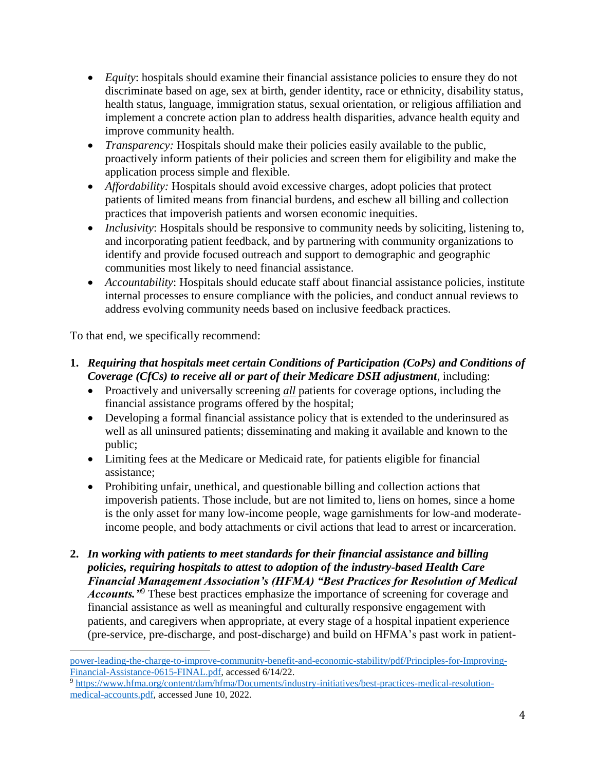- *Equity*: hospitals should examine their financial assistance policies to ensure they do not discriminate based on age, sex at birth, gender identity, race or ethnicity, disability status, health status, language, immigration status, sexual orientation, or religious affiliation and implement a concrete action plan to address health disparities, advance health equity and improve community health.
- *Transparency:* Hospitals should make their policies easily available to the public, proactively inform patients of their policies and screen them for eligibility and make the application process simple and flexible.
- *Affordability:* Hospitals should avoid excessive charges, adopt policies that protect patients of limited means from financial burdens, and eschew all billing and collection practices that impoverish patients and worsen economic inequities.
- *Inclusivity*: Hospitals should be responsive to community needs by soliciting, listening to, and incorporating patient feedback, and by partnering with community organizations to identify and provide focused outreach and support to demographic and geographic communities most likely to need financial assistance.
- *Accountability*: Hospitals should educate staff about financial assistance policies, institute internal processes to ensure compliance with the policies, and conduct annual reviews to address evolving community needs based on inclusive feedback practices.

To that end, we specifically recommend:

1. ***Requiring that hospitals meet certain Conditions of Participation (CoPs) and Conditions of Coverage (CfCs) to receive all or part of their Medicare DSH adjustment***, including:
   - Proactively and universally screening *all* patients for coverage options, including the financial assistance programs offered by the hospital;
   - Developing a formal financial assistance policy that is extended to the underinsured as well as all uninsured patients; disseminating and making it available and known to the public;
   - Limiting fees at the Medicare or Medicaid rate, for patients eligible for financial assistance;
   - Prohibiting unfair, unethical, and questionable billing and collection actions that impoverish patients. Those include, but are not limited to, liens on homes, since a home is the only asset for many low-income people, wage garnishments for low-and moderate-income people, and body attachments or civil actions that lead to arrest or incarceration.

2. ***In working with patients to meet standards for their financial assistance and billing policies, requiring hospitals to attest to adoption of the industry-based Health Care Financial Management Association's (HFMA) "Best Practices for Resolution of Medical Accounts."***[9] These best practices emphasize the importance of screening for coverage and financial assistance as well as meaningful and culturally responsive engagement with patients, and caregivers when appropriate, at every stage of a hospital inpatient experience (pre-service, pre-discharge, and post-discharge) and build on HFMA's past work in patient-

---

power-leading-the-charge-to-improve-community-benefit-and-economic-stability/pdf/Principles-for-Improving-Financial-Assistance-0615-FINAL.pdf, accessed 6/14/22.

[9] https://www.hfma.org/content/dam/hfma/Documents/industry-initiatives/best-practices-medical-resolution-medical-accounts.pdf, accessed June 10, 2022.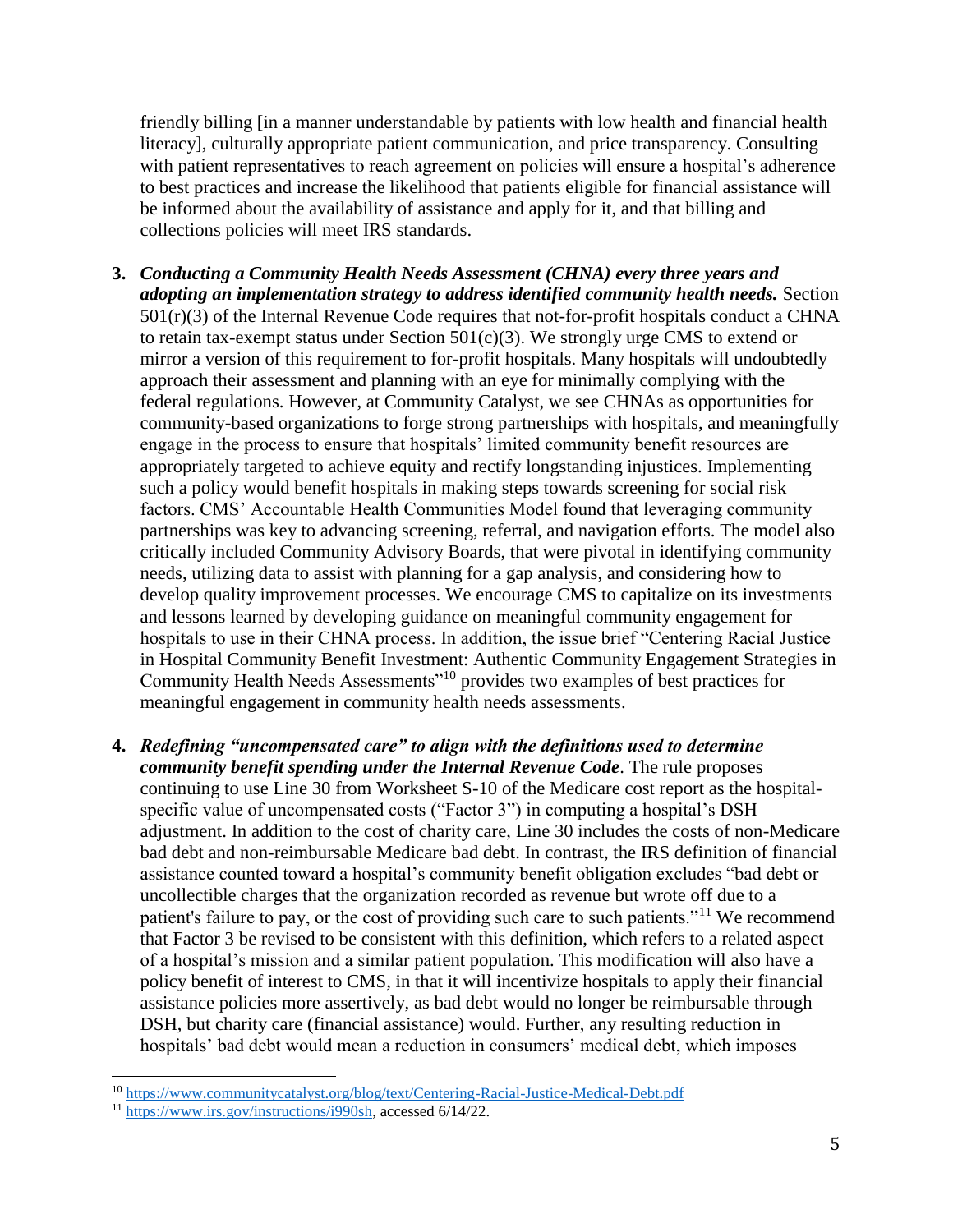friendly billing [in a manner understandable by patients with low health and financial health literacy], culturally appropriate patient communication, and price transparency. Consulting with patient representatives to reach agreement on policies will ensure a hospital's adherence to best practices and increase the likelihood that patients eligible for financial assistance will be informed about the availability of assistance and apply for it, and that billing and collections policies will meet IRS standards.

3. ***Conducting a Community Health Needs Assessment (CHNA) every three years and adopting an implementation strategy to address identified community health needs.*** Section 501(r)(3) of the Internal Revenue Code requires that not-for-profit hospitals conduct a CHNA to retain tax-exempt status under Section 501(c)(3). We strongly urge CMS to extend or mirror a version of this requirement to for-profit hospitals. Many hospitals will undoubtedly approach their assessment and planning with an eye for minimally complying with the federal regulations. However, at Community Catalyst, we see CHNAs as opportunities for community-based organizations to forge strong partnerships with hospitals, and meaningfully engage in the process to ensure that hospitals' limited community benefit resources are appropriately targeted to achieve equity and rectify longstanding injustices. Implementing such a policy would benefit hospitals in making steps towards screening for social risk factors. CMS' Accountable Health Communities Model found that leveraging community partnerships was key to advancing screening, referral, and navigation efforts. The model also critically included Community Advisory Boards, that were pivotal in identifying community needs, utilizing data to assist with planning for a gap analysis, and considering how to develop quality improvement processes. We encourage CMS to capitalize on its investments and lessons learned by developing guidance on meaningful community engagement for hospitals to use in their CHNA process. In addition, the issue brief "Centering Racial Justice in Hospital Community Benefit Investment: Authentic Community Engagement Strategies in Community Health Needs Assessments"[10] provides two examples of best practices for meaningful engagement in community health needs assessments.

4. ***Redefining "uncompensated care" to align with the definitions used to determine community benefit spending under the Internal Revenue Code***. The rule proposes continuing to use Line 30 from Worksheet S-10 of the Medicare cost report as the hospital-specific value of uncompensated costs ("Factor 3") in computing a hospital's DSH adjustment. In addition to the cost of charity care, Line 30 includes the costs of non-Medicare bad debt and non-reimbursable Medicare bad debt. In contrast, the IRS definition of financial assistance counted toward a hospital's community benefit obligation excludes "bad debt or uncollectible charges that the organization recorded as revenue but wrote off due to a patient's failure to pay, or the cost of providing such care to such patients."[11] We recommend that Factor 3 be revised to be consistent with this definition, which refers to a related aspect of a hospital's mission and a similar patient population. This modification will also have a policy benefit of interest to CMS, in that it will incentivize hospitals to apply their financial assistance policies more assertively, as bad debt would no longer be reimbursable through DSH, but charity care (financial assistance) would. Further, any resulting reduction in hospitals' bad debt would mean a reduction in consumers' medical debt, which imposes

[10] https://www.communitycatalyst.org/blog/text/Centering-Racial-Justice-Medical-Debt.pdf

[11] https://www.irs.gov/instructions/i990sh, accessed 6/14/22.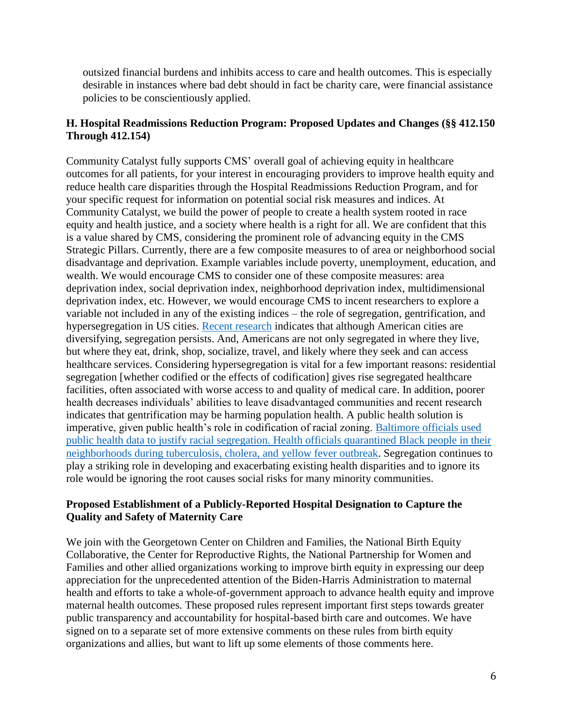outsized financial burdens and inhibits access to care and health outcomes. This is especially desirable in instances where bad debt should in fact be charity care, were financial assistance policies to be conscientiously applied.

### H. Hospital Readmissions Reduction Program: Proposed Updates and Changes (§§ 412.150 Through 412.154)

Community Catalyst fully supports CMS' overall goal of achieving equity in healthcare outcomes for all patients, for your interest in encouraging providers to improve health equity and reduce health care disparities through the Hospital Readmissions Reduction Program, and for your specific request for information on potential social risk measures and indices. At Community Catalyst, we build the power of people to create a health system rooted in race equity and health justice, and a society where health is a right for all. We are confident that this is a value shared by CMS, considering the prominent role of advancing equity in the CMS Strategic Pillars. Currently, there are a few composite measures to of area or neighborhood social disadvantage and deprivation. Example variables include poverty, unemployment, education, and wealth. We would encourage CMS to consider one of these composite measures: area deprivation index, social deprivation index, neighborhood deprivation index, multidimensional deprivation index, etc. However, we would encourage CMS to incent researchers to explore a variable not included in any of the existing indices – the role of segregation, gentrification, and hypersegregation in US cities. Recent research indicates that although American cities are diversifying, segregation persists. And, Americans are not only segregated in where they live, but where they eat, drink, shop, socialize, travel, and likely where they seek and can access healthcare services. Considering hypersegregation is vital for a few important reasons: residential segregation [whether codified or the effects of codification] gives rise segregated healthcare facilities, often associated with worse access to and quality of medical care. In addition, poorer health decreases individuals' abilities to leave disadvantaged communities and recent research indicates that gentrification may be harming population health. A public health solution is imperative, given public health's role in codification of racial zoning. Baltimore officials used public health data to justify racial segregation. Health officials quarantined Black people in their neighborhoods during tuberculosis, cholera, and yellow fever outbreak. Segregation continues to play a striking role in developing and exacerbating existing health disparities and to ignore its role would be ignoring the root causes social risks for many minority communities.

### Proposed Establishment of a Publicly-Reported Hospital Designation to Capture the Quality and Safety of Maternity Care

We join with the Georgetown Center on Children and Families, the National Birth Equity Collaborative, the Center for Reproductive Rights, the National Partnership for Women and Families and other allied organizations working to improve birth equity in expressing our deep appreciation for the unprecedented attention of the Biden-Harris Administration to maternal health and efforts to take a whole-of-government approach to advance health equity and improve maternal health outcomes. These proposed rules represent important first steps towards greater public transparency and accountability for hospital-based birth care and outcomes. We have signed on to a separate set of more extensive comments on these rules from birth equity organizations and allies, but want to lift up some elements of those comments here.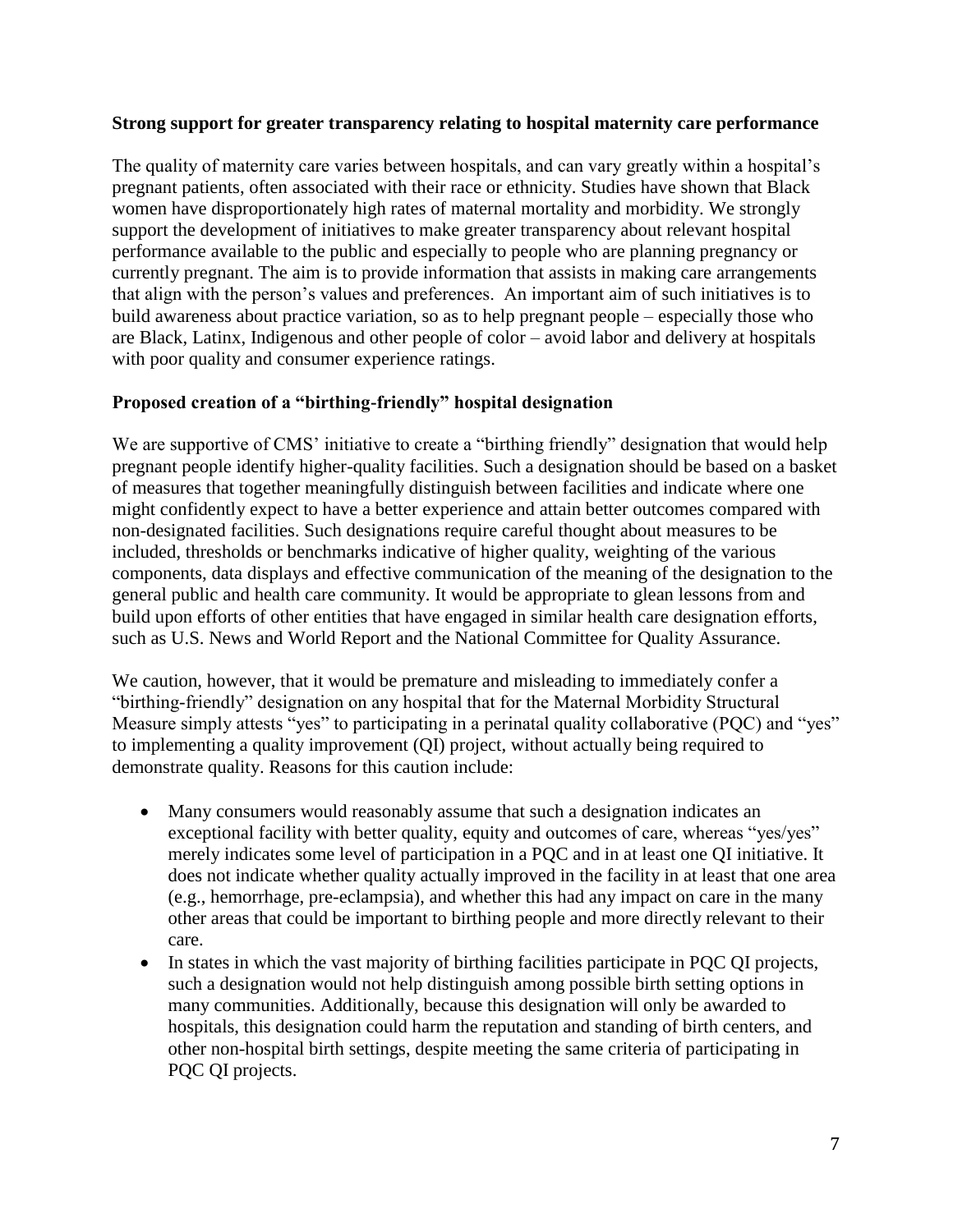**Strong support for greater transparency relating to hospital maternity care performance**

The quality of maternity care varies between hospitals, and can vary greatly within a hospital's pregnant patients, often associated with their race or ethnicity. Studies have shown that Black women have disproportionately high rates of maternal mortality and morbidity. We strongly support the development of initiatives to make greater transparency about relevant hospital performance available to the public and especially to people who are planning pregnancy or currently pregnant. The aim is to provide information that assists in making care arrangements that align with the person's values and preferences. An important aim of such initiatives is to build awareness about practice variation, so as to help pregnant people – especially those who are Black, Latinx, Indigenous and other people of color – avoid labor and delivery at hospitals with poor quality and consumer experience ratings.

**Proposed creation of a "birthing-friendly" hospital designation**

We are supportive of CMS' initiative to create a "birthing friendly" designation that would help pregnant people identify higher-quality facilities. Such a designation should be based on a basket of measures that together meaningfully distinguish between facilities and indicate where one might confidently expect to have a better experience and attain better outcomes compared with non-designated facilities. Such designations require careful thought about measures to be included, thresholds or benchmarks indicative of higher quality, weighting of the various components, data displays and effective communication of the meaning of the designation to the general public and health care community. It would be appropriate to glean lessons from and build upon efforts of other entities that have engaged in similar health care designation efforts, such as U.S. News and World Report and the National Committee for Quality Assurance.

We caution, however, that it would be premature and misleading to immediately confer a "birthing-friendly" designation on any hospital that for the Maternal Morbidity Structural Measure simply attests "yes" to participating in a perinatal quality collaborative (PQC) and "yes" to implementing a quality improvement (QI) project, without actually being required to demonstrate quality. Reasons for this caution include:

- Many consumers would reasonably assume that such a designation indicates an exceptional facility with better quality, equity and outcomes of care, whereas "yes/yes" merely indicates some level of participation in a PQC and in at least one QI initiative. It does not indicate whether quality actually improved in the facility in at least that one area (e.g., hemorrhage, pre-eclampsia), and whether this had any impact on care in the many other areas that could be important to birthing people and more directly relevant to their care.
- In states in which the vast majority of birthing facilities participate in PQC QI projects, such a designation would not help distinguish among possible birth setting options in many communities. Additionally, because this designation will only be awarded to hospitals, this designation could harm the reputation and standing of birth centers, and other non-hospital birth settings, despite meeting the same criteria of participating in PQC QI projects.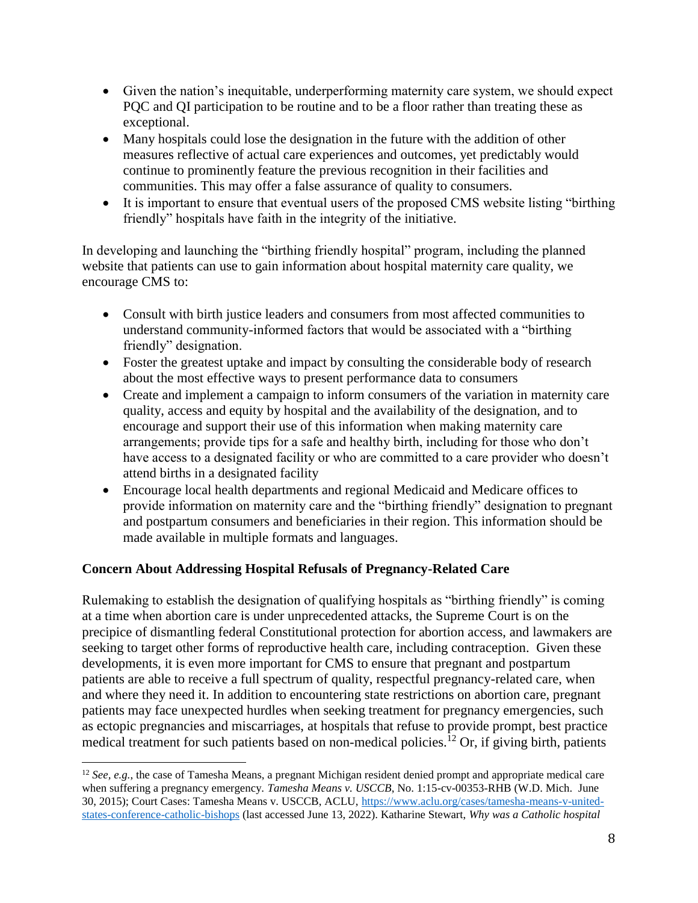- Given the nation's inequitable, underperforming maternity care system, we should expect PQC and QI participation to be routine and to be a floor rather than treating these as exceptional.
- Many hospitals could lose the designation in the future with the addition of other measures reflective of actual care experiences and outcomes, yet predictably would continue to prominently feature the previous recognition in their facilities and communities. This may offer a false assurance of quality to consumers.
- It is important to ensure that eventual users of the proposed CMS website listing "birthing friendly" hospitals have faith in the integrity of the initiative.

In developing and launching the "birthing friendly hospital" program, including the planned website that patients can use to gain information about hospital maternity care quality, we encourage CMS to:

- Consult with birth justice leaders and consumers from most affected communities to understand community-informed factors that would be associated with a "birthing friendly" designation.
- Foster the greatest uptake and impact by consulting the considerable body of research about the most effective ways to present performance data to consumers
- Create and implement a campaign to inform consumers of the variation in maternity care quality, access and equity by hospital and the availability of the designation, and to encourage and support their use of this information when making maternity care arrangements; provide tips for a safe and healthy birth, including for those who don't have access to a designated facility or who are committed to a care provider who doesn't attend births in a designated facility
- Encourage local health departments and regional Medicaid and Medicare offices to provide information on maternity care and the "birthing friendly" designation to pregnant and postpartum consumers and beneficiaries in their region. This information should be made available in multiple formats and languages.

**Concern About Addressing Hospital Refusals of Pregnancy-Related Care**

Rulemaking to establish the designation of qualifying hospitals as "birthing friendly" is coming at a time when abortion care is under unprecedented attacks, the Supreme Court is on the precipice of dismantling federal Constitutional protection for abortion access, and lawmakers are seeking to target other forms of reproductive health care, including contraception. Given these developments, it is even more important for CMS to ensure that pregnant and postpartum patients are able to receive a full spectrum of quality, respectful pregnancy-related care, when and where they need it. In addition to encountering state restrictions on abortion care, pregnant patients may face unexpected hurdles when seeking treatment for pregnancy emergencies, such as ectopic pregnancies and miscarriages, at hospitals that refuse to provide prompt, best practice medical treatment for such patients based on non-medical policies.[12] Or, if giving birth, patients

---

[12] *See, e.g.*, the case of Tamesha Means, a pregnant Michigan resident denied prompt and appropriate medical care when suffering a pregnancy emergency. *Tamesha Means v. USCCB*, No. 1:15-cv-00353-RHB (W.D. Mich. June 30, 2015); Court Cases: Tamesha Means v. USCCB, ACLU, https://www.aclu.org/cases/tamesha-means-v-united-states-conference-catholic-bishops (last accessed June 13, 2022). Katharine Stewart, *Why was a Catholic hospital*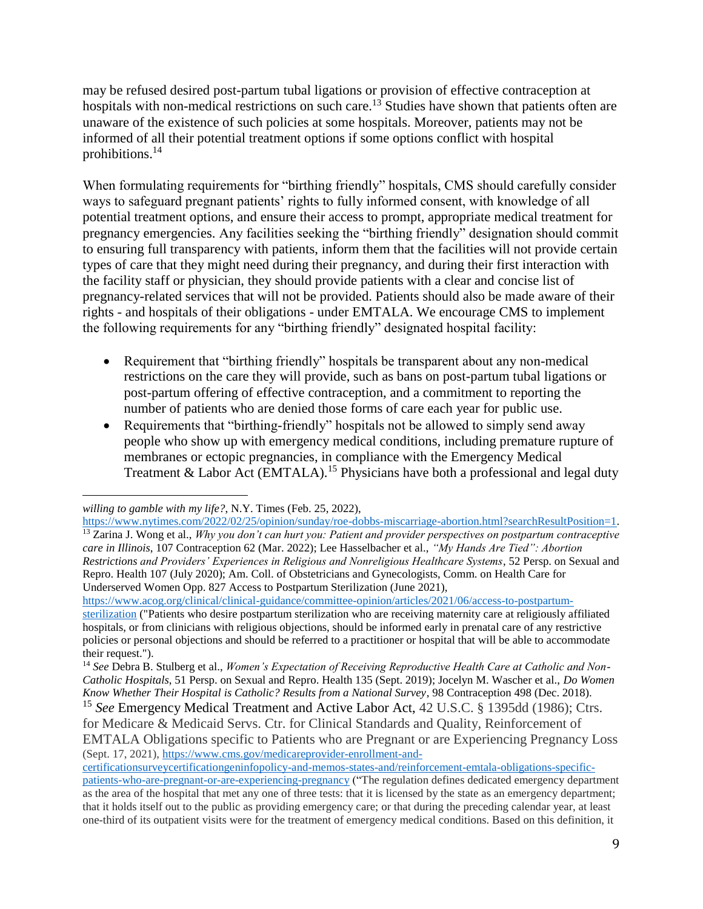may be refused desired post-partum tubal ligations or provision of effective contraception at hospitals with non-medical restrictions on such care.[13] Studies have shown that patients often are unaware of the existence of such policies at some hospitals. Moreover, patients may not be informed of all their potential treatment options if some options conflict with hospital prohibitions.[14]

When formulating requirements for "birthing friendly" hospitals, CMS should carefully consider ways to safeguard pregnant patients' rights to fully informed consent, with knowledge of all potential treatment options, and ensure their access to prompt, appropriate medical treatment for pregnancy emergencies. Any facilities seeking the "birthing friendly" designation should commit to ensuring full transparency with patients, inform them that the facilities will not provide certain types of care that they might need during their pregnancy, and during their first interaction with the facility staff or physician, they should provide patients with a clear and concise list of pregnancy-related services that will not be provided. Patients should also be made aware of their rights - and hospitals of their obligations - under EMTALA. We encourage CMS to implement the following requirements for any "birthing friendly" designated hospital facility:

- Requirement that "birthing friendly" hospitals be transparent about any non-medical restrictions on the care they will provide, such as bans on post-partum tubal ligations or post-partum offering of effective contraception, and a commitment to reporting the number of patients who are denied those forms of care each year for public use.
- Requirements that "birthing-friendly" hospitals not be allowed to simply send away people who show up with emergency medical conditions, including premature rupture of membranes or ectopic pregnancies, in compliance with the Emergency Medical Treatment & Labor Act (EMTALA).[15] Physicians have both a professional and legal duty

---

*willing to gamble with my life?*, N.Y. Times (Feb. 25, 2022), https://www.nytimes.com/2022/02/25/opinion/sunday/roe-dobbs-miscarriage-abortion.html?searchResultPosition=1.

[13] Zarina J. Wong et al., *Why you don't can hurt you: Patient and provider perspectives on postpartum contraceptive care in Illinois*, 107 Contraception 62 (Mar. 2022); Lee Hasselbacher et al., *"My Hands Are Tied": Abortion Restrictions and Providers' Experiences in Religious and Nonreligious Healthcare Systems*, 52 Persp. on Sexual and Repro. Health 107 (July 2020); Am. Coll. of Obstetricians and Gynecologists, Comm. on Health Care for Underserved Women Opp. 827 Access to Postpartum Sterilization (June 2021), https://www.acog.org/clinical/clinical-guidance/committee-opinion/articles/2021/06/access-to-postpartum-sterilization ("Patients who desire postpartum sterilization who are receiving maternity care at religiously affiliated hospitals, or from clinicians with religious objections, should be informed early in prenatal care of any restrictive policies or personal objections and should be referred to a practitioner or hospital that will be able to accommodate their request.").

[14] *See* Debra B. Stulberg et al., *Women's Expectation of Receiving Reproductive Health Care at Catholic and Non-Catholic Hospitals*, 51 Persp. on Sexual and Repro. Health 135 (Sept. 2019); Jocelyn M. Wascher et al., *Do Women Know Whether Their Hospital is Catholic? Results from a National Survey*, 98 Contraception 498 (Dec. 2018).

[15] *See* Emergency Medical Treatment and Active Labor Act, 42 U.S.C. § 1395dd (1986); Ctrs. for Medicare & Medicaid Servs. Ctr. for Clinical Standards and Quality, Reinforcement of EMTALA Obligations specific to Patients who are Pregnant or are Experiencing Pregnancy Loss (Sept. 17, 2021), https://www.cms.gov/medicareprovider-enrollment-and-certificationsurveycertificationgeninfopolicy-and-memos-states-and/reinforcement-emtala-obligations-specific-patients-who-are-pregnant-or-are-experiencing-pregnancy ("The regulation defines dedicated emergency department as the area of the hospital that met any one of three tests: that it is licensed by the state as an emergency department; that it holds itself out to the public as providing emergency care; or that during the preceding calendar year, at least one-third of its outpatient visits were for the treatment of emergency medical conditions. Based on this definition, it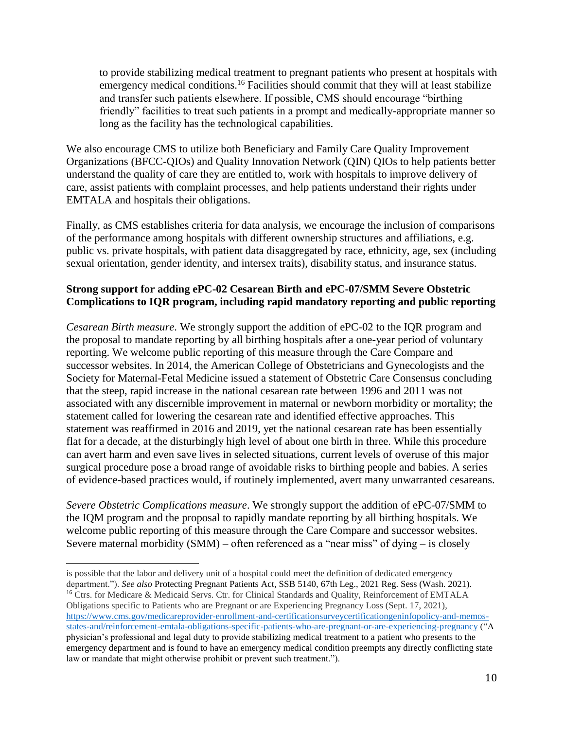to provide stabilizing medical treatment to pregnant patients who present at hospitals with emergency medical conditions.[16] Facilities should commit that they will at least stabilize and transfer such patients elsewhere. If possible, CMS should encourage "birthing friendly" facilities to treat such patients in a prompt and medically-appropriate manner so long as the facility has the technological capabilities.

We also encourage CMS to utilize both Beneficiary and Family Care Quality Improvement Organizations (BFCC-QIOs) and Quality Innovation Network (QIN) QIOs to help patients better understand the quality of care they are entitled to, work with hospitals to improve delivery of care, assist patients with complaint processes, and help patients understand their rights under EMTALA and hospitals their obligations.

Finally, as CMS establishes criteria for data analysis, we encourage the inclusion of comparisons of the performance among hospitals with different ownership structures and affiliations, e.g. public vs. private hospitals, with patient data disaggregated by race, ethnicity, age, sex (including sexual orientation, gender identity, and intersex traits), disability status, and insurance status.

**Strong support for adding ePC-02 Cesarean Birth and ePC-07/SMM Severe Obstetric Complications to IQR program, including rapid mandatory reporting and public reporting**

*Cesarean Birth measure*. We strongly support the addition of ePC-02 to the IQR program and the proposal to mandate reporting by all birthing hospitals after a one-year period of voluntary reporting. We welcome public reporting of this measure through the Care Compare and successor websites. In 2014, the American College of Obstetricians and Gynecologists and the Society for Maternal-Fetal Medicine issued a statement of Obstetric Care Consensus concluding that the steep, rapid increase in the national cesarean rate between 1996 and 2011 was not associated with any discernible improvement in maternal or newborn morbidity or mortality; the statement called for lowering the cesarean rate and identified effective approaches. This statement was reaffirmed in 2016 and 2019, yet the national cesarean rate has been essentially flat for a decade, at the disturbingly high level of about one birth in three. While this procedure can avert harm and even save lives in selected situations, current levels of overuse of this major surgical procedure pose a broad range of avoidable risks to birthing people and babies. A series of evidence-based practices would, if routinely implemented, avert many unwarranted cesareans.

*Severe Obstetric Complications measure*. We strongly support the addition of ePC-07/SMM to the IQM program and the proposal to rapidly mandate reporting by all birthing hospitals. We welcome public reporting of this measure through the Care Compare and successor websites. Severe maternal morbidity (SMM) – often referenced as a "near miss" of dying – is closely

---

is possible that the labor and delivery unit of a hospital could meet the definition of dedicated emergency department."). *See also* Protecting Pregnant Patients Act, SSB 5140, 67th Leg., 2021 Reg. Sess (Wash. 2021).

[16] Ctrs. for Medicare & Medicaid Servs. Ctr. for Clinical Standards and Quality, Reinforcement of EMTALA Obligations specific to Patients who are Pregnant or are Experiencing Pregnancy Loss (Sept. 17, 2021), https://www.cms.gov/medicareprovider-enrollment-and-certificationsurveycertificationgeninfopolicy-and-memos-states-and/reinforcement-emtala-obligations-specific-patients-who-are-pregnant-or-are-experiencing-pregnancy ("A physician's professional and legal duty to provide stabilizing medical treatment to a patient who presents to the emergency department and is found to have an emergency medical condition preempts any directly conflicting state law or mandate that might otherwise prohibit or prevent such treatment.").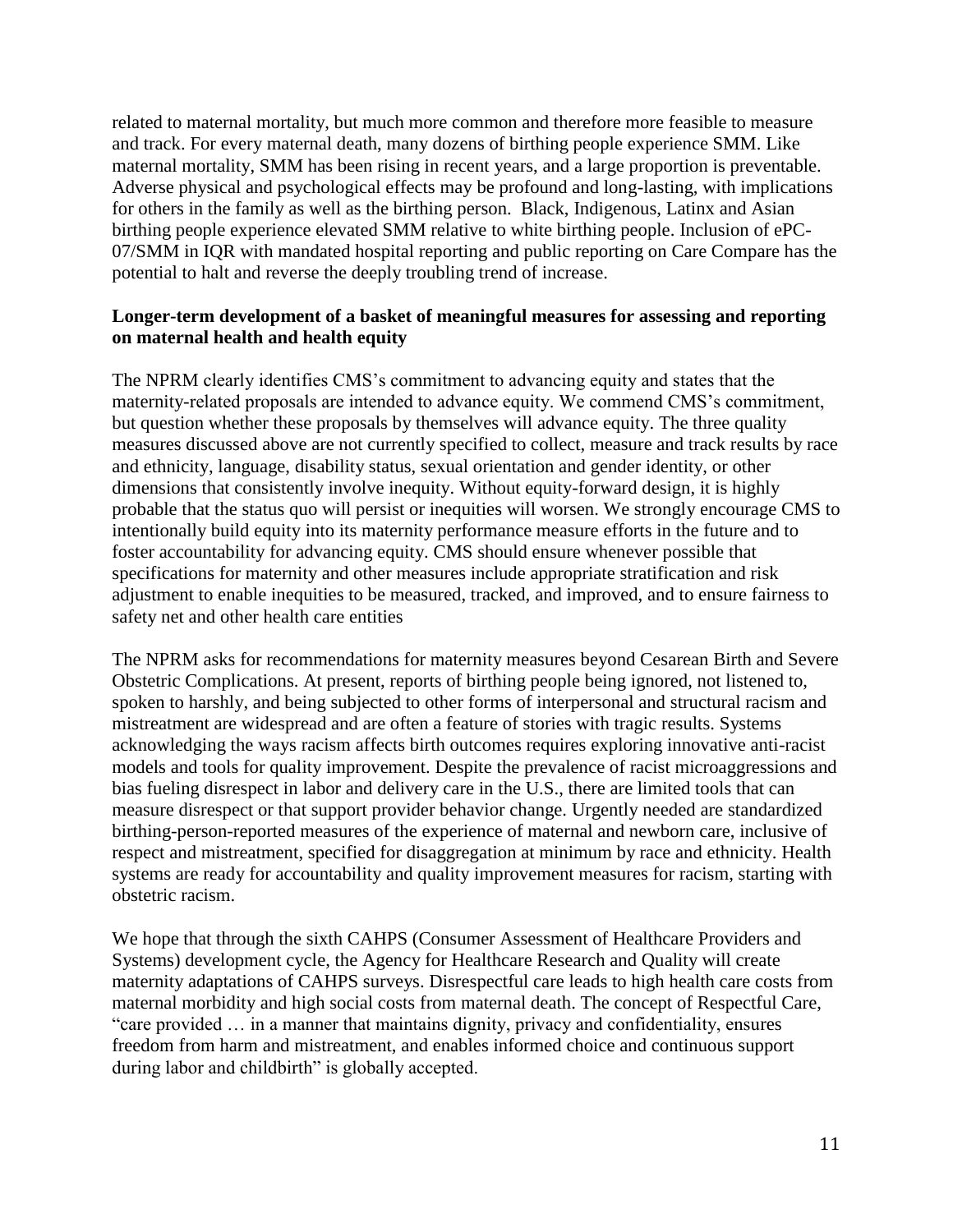related to maternal mortality, but much more common and therefore more feasible to measure and track. For every maternal death, many dozens of birthing people experience SMM. Like maternal mortality, SMM has been rising in recent years, and a large proportion is preventable. Adverse physical and psychological effects may be profound and long-lasting, with implications for others in the family as well as the birthing person. Black, Indigenous, Latinx and Asian birthing people experience elevated SMM relative to white birthing people. Inclusion of ePC-07/SMM in IQR with mandated hospital reporting and public reporting on Care Compare has the potential to halt and reverse the deeply troubling trend of increase.

**Longer-term development of a basket of meaningful measures for assessing and reporting on maternal health and health equity**

The NPRM clearly identifies CMS's commitment to advancing equity and states that the maternity-related proposals are intended to advance equity. We commend CMS's commitment, but question whether these proposals by themselves will advance equity. The three quality measures discussed above are not currently specified to collect, measure and track results by race and ethnicity, language, disability status, sexual orientation and gender identity, or other dimensions that consistently involve inequity. Without equity-forward design, it is highly probable that the status quo will persist or inequities will worsen. We strongly encourage CMS to intentionally build equity into its maternity performance measure efforts in the future and to foster accountability for advancing equity. CMS should ensure whenever possible that specifications for maternity and other measures include appropriate stratification and risk adjustment to enable inequities to be measured, tracked, and improved, and to ensure fairness to safety net and other health care entities

The NPRM asks for recommendations for maternity measures beyond Cesarean Birth and Severe Obstetric Complications. At present, reports of birthing people being ignored, not listened to, spoken to harshly, and being subjected to other forms of interpersonal and structural racism and mistreatment are widespread and are often a feature of stories with tragic results. Systems acknowledging the ways racism affects birth outcomes requires exploring innovative anti-racist models and tools for quality improvement. Despite the prevalence of racist microaggressions and bias fueling disrespect in labor and delivery care in the U.S., there are limited tools that can measure disrespect or that support provider behavior change. Urgently needed are standardized birthing-person-reported measures of the experience of maternal and newborn care, inclusive of respect and mistreatment, specified for disaggregation at minimum by race and ethnicity. Health systems are ready for accountability and quality improvement measures for racism, starting with obstetric racism.

We hope that through the sixth CAHPS (Consumer Assessment of Healthcare Providers and Systems) development cycle, the Agency for Healthcare Research and Quality will create maternity adaptations of CAHPS surveys. Disrespectful care leads to high health care costs from maternal morbidity and high social costs from maternal death. The concept of Respectful Care, "care provided … in a manner that maintains dignity, privacy and confidentiality, ensures freedom from harm and mistreatment, and enables informed choice and continuous support during labor and childbirth" is globally accepted.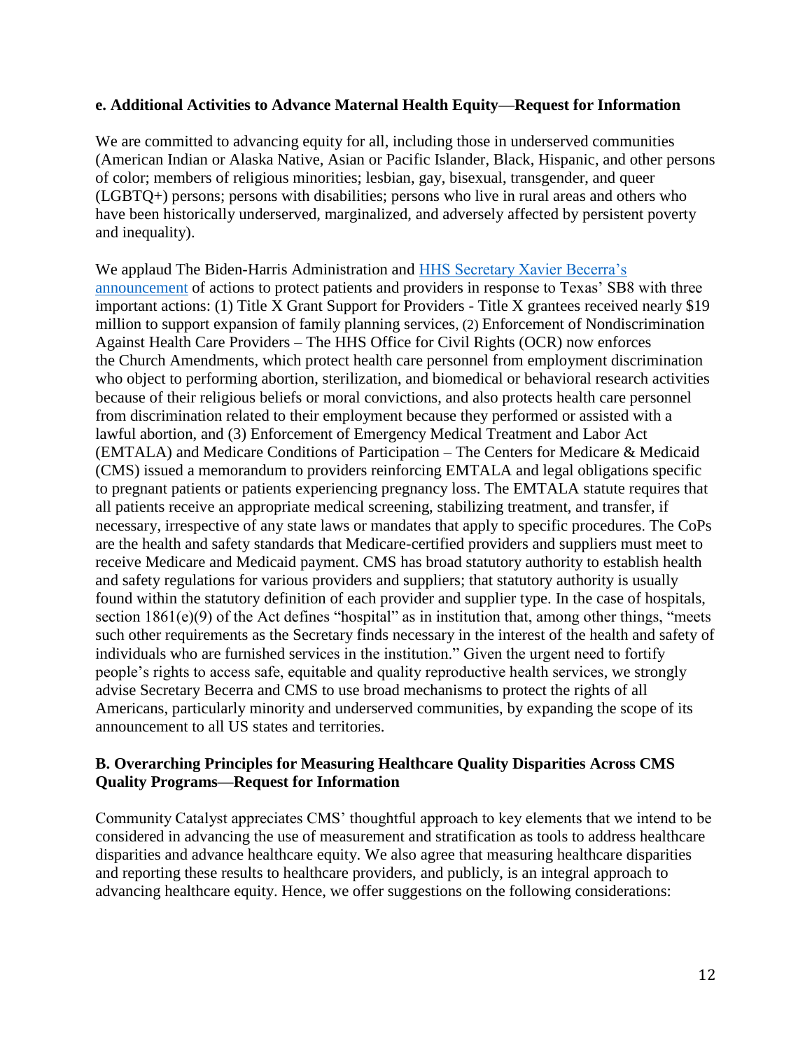**e. Additional Activities to Advance Maternal Health Equity—Request for Information**

We are committed to advancing equity for all, including those in underserved communities (American Indian or Alaska Native, Asian or Pacific Islander, Black, Hispanic, and other persons of color; members of religious minorities; lesbian, gay, bisexual, transgender, and queer (LGBTQ+) persons; persons with disabilities; persons who live in rural areas and others who have been historically underserved, marginalized, and adversely affected by persistent poverty and inequality).

We applaud The Biden-Harris Administration and HHS Secretary Xavier Becerra's announcement of actions to protect patients and providers in response to Texas' SB8 with three important actions: (1) Title X Grant Support for Providers - Title X grantees received nearly $19 million to support expansion of family planning services, (2) Enforcement of Nondiscrimination Against Health Care Providers – The HHS Office for Civil Rights (OCR) now enforces the Church Amendments, which protect health care personnel from employment discrimination who object to performing abortion, sterilization, and biomedical or behavioral research activities because of their religious beliefs or moral convictions, and also protects health care personnel from discrimination related to their employment because they performed or assisted with a lawful abortion, and (3) Enforcement of Emergency Medical Treatment and Labor Act (EMTALA) and Medicare Conditions of Participation – The Centers for Medicare & Medicaid (CMS) issued a memorandum to providers reinforcing EMTALA and legal obligations specific to pregnant patients or patients experiencing pregnancy loss. The EMTALA statute requires that all patients receive an appropriate medical screening, stabilizing treatment, and transfer, if necessary, irrespective of any state laws or mandates that apply to specific procedures. The CoPs are the health and safety standards that Medicare-certified providers and suppliers must meet to receive Medicare and Medicaid payment. CMS has broad statutory authority to establish health and safety regulations for various providers and suppliers; that statutory authority is usually found within the statutory definition of each provider and supplier type. In the case of hospitals, section 1861(e)(9) of the Act defines "hospital" as in institution that, among other things, "meets such other requirements as the Secretary finds necessary in the interest of the health and safety of individuals who are furnished services in the institution." Given the urgent need to fortify people's rights to access safe, equitable and quality reproductive health services, we strongly advise Secretary Becerra and CMS to use broad mechanisms to protect the rights of all Americans, particularly minority and underserved communities, by expanding the scope of its announcement to all US states and territories.

**B. Overarching Principles for Measuring Healthcare Quality Disparities Across CMS Quality Programs—Request for Information**

Community Catalyst appreciates CMS' thoughtful approach to key elements that we intend to be considered in advancing the use of measurement and stratification as tools to address healthcare disparities and advance healthcare equity. We also agree that measuring healthcare disparities and reporting these results to healthcare providers, and publicly, is an integral approach to advancing healthcare equity. Hence, we offer suggestions on the following considerations: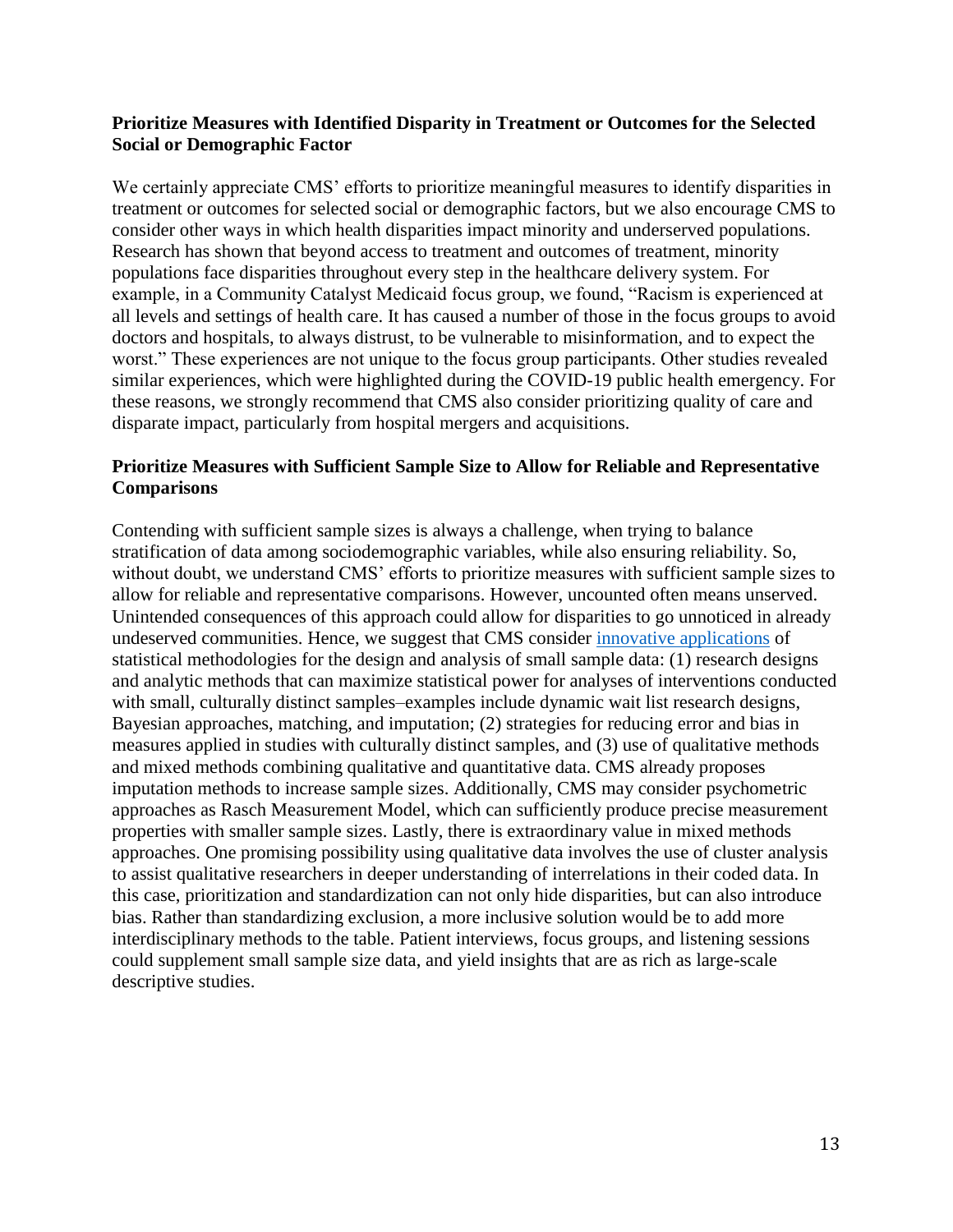**Prioritize Measures with Identified Disparity in Treatment or Outcomes for the Selected Social or Demographic Factor**

We certainly appreciate CMS' efforts to prioritize meaningful measures to identify disparities in treatment or outcomes for selected social or demographic factors, but we also encourage CMS to consider other ways in which health disparities impact minority and underserved populations. Research has shown that beyond access to treatment and outcomes of treatment, minority populations face disparities throughout every step in the healthcare delivery system. For example, in a Community Catalyst Medicaid focus group, we found, "Racism is experienced at all levels and settings of health care. It has caused a number of those in the focus groups to avoid doctors and hospitals, to always distrust, to be vulnerable to misinformation, and to expect the worst." These experiences are not unique to the focus group participants. Other studies revealed similar experiences, which were highlighted during the COVID-19 public health emergency. For these reasons, we strongly recommend that CMS also consider prioritizing quality of care and disparate impact, particularly from hospital mergers and acquisitions.

**Prioritize Measures with Sufficient Sample Size to Allow for Reliable and Representative Comparisons**

Contending with sufficient sample sizes is always a challenge, when trying to balance stratification of data among sociodemographic variables, while also ensuring reliability. So, without doubt, we understand CMS' efforts to prioritize measures with sufficient sample sizes to allow for reliable and representative comparisons. However, uncounted often means unserved. Unintended consequences of this approach could allow for disparities to go unnoticed in already undeserved communities. Hence, we suggest that CMS consider innovative applications of statistical methodologies for the design and analysis of small sample data: (1) research designs and analytic methods that can maximize statistical power for analyses of interventions conducted with small, culturally distinct samples–examples include dynamic wait list research designs, Bayesian approaches, matching, and imputation; (2) strategies for reducing error and bias in measures applied in studies with culturally distinct samples, and (3) use of qualitative methods and mixed methods combining qualitative and quantitative data. CMS already proposes imputation methods to increase sample sizes. Additionally, CMS may consider psychometric approaches as Rasch Measurement Model, which can sufficiently produce precise measurement properties with smaller sample sizes. Lastly, there is extraordinary value in mixed methods approaches. One promising possibility using qualitative data involves the use of cluster analysis to assist qualitative researchers in deeper understanding of interrelations in their coded data. In this case, prioritization and standardization can not only hide disparities, but can also introduce bias. Rather than standardizing exclusion, a more inclusive solution would be to add more interdisciplinary methods to the table. Patient interviews, focus groups, and listening sessions could supplement small sample size data, and yield insights that are as rich as large-scale descriptive studies.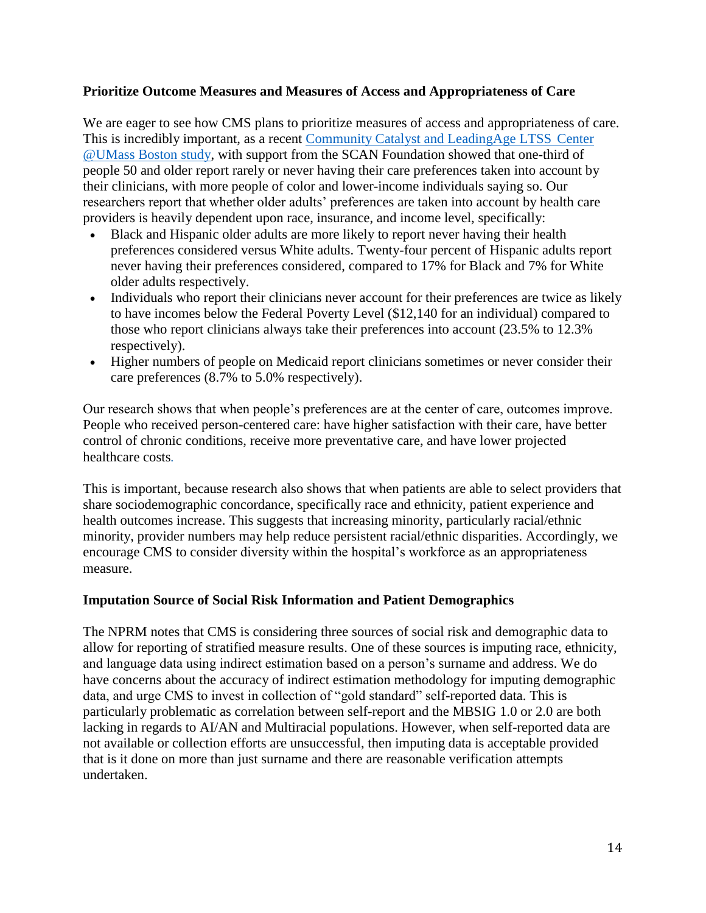**Prioritize Outcome Measures and Measures of Access and Appropriateness of Care**

We are eager to see how CMS plans to prioritize measures of access and appropriateness of care. This is incredibly important, as a recent [Community Catalyst and LeadingAge LTSS Center @UMass Boston study](), with support from the SCAN Foundation showed that one-third of people 50 and older report rarely or never having their care preferences taken into account by their clinicians, with more people of color and lower-income individuals saying so. Our researchers report that whether older adults' preferences are taken into account by health care providers is heavily dependent upon race, insurance, and income level, specifically:

- Black and Hispanic older adults are more likely to report never having their health preferences considered versus White adults. Twenty-four percent of Hispanic adults report never having their preferences considered, compared to 17% for Black and 7% for White older adults respectively.
- Individuals who report their clinicians never account for their preferences are twice as likely to have incomes below the Federal Poverty Level ($12,140 for an individual) compared to those who report clinicians always take their preferences into account (23.5% to 12.3% respectively).
- Higher numbers of people on Medicaid report clinicians sometimes or never consider their care preferences (8.7% to 5.0% respectively).

Our research shows that when people's preferences are at the center of care, outcomes improve. People who received person-centered care: have higher satisfaction with their care, have better control of chronic conditions, receive more preventative care, and have lower projected healthcare costs.

This is important, because research also shows that when patients are able to select providers that share sociodemographic concordance, specifically race and ethnicity, patient experience and health outcomes increase. This suggests that increasing minority, particularly racial/ethnic minority, provider numbers may help reduce persistent racial/ethnic disparities. Accordingly, we encourage CMS to consider diversity within the hospital's workforce as an appropriateness measure.

**Imputation Source of Social Risk Information and Patient Demographics**

The NPRM notes that CMS is considering three sources of social risk and demographic data to allow for reporting of stratified measure results. One of these sources is imputing race, ethnicity, and language data using indirect estimation based on a person's surname and address. We do have concerns about the accuracy of indirect estimation methodology for imputing demographic data, and urge CMS to invest in collection of "gold standard" self-reported data. This is particularly problematic as correlation between self-report and the MBSIG 1.0 or 2.0 are both lacking in regards to AI/AN and Multiracial populations. However, when self-reported data are not available or collection efforts are unsuccessful, then imputing data is acceptable provided that is it done on more than just surname and there are reasonable verification attempts undertaken.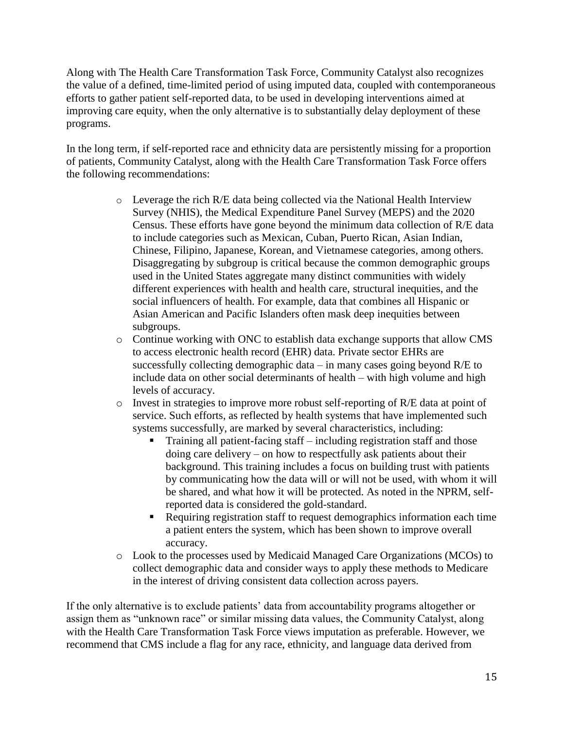Along with The Health Care Transformation Task Force, Community Catalyst also recognizes the value of a defined, time-limited period of using imputed data, coupled with contemporaneous efforts to gather patient self-reported data, to be used in developing interventions aimed at improving care equity, when the only alternative is to substantially delay deployment of these programs.

In the long term, if self-reported race and ethnicity data are persistently missing for a proportion of patients, Community Catalyst, along with the Health Care Transformation Task Force offers the following recommendations:

- Leverage the rich R/E data being collected via the National Health Interview Survey (NHIS), the Medical Expenditure Panel Survey (MEPS) and the 2020 Census. These efforts have gone beyond the minimum data collection of R/E data to include categories such as Mexican, Cuban, Puerto Rican, Asian Indian, Chinese, Filipino, Japanese, Korean, and Vietnamese categories, among others. Disaggregating by subgroup is critical because the common demographic groups used in the United States aggregate many distinct communities with widely different experiences with health and health care, structural inequities, and the social influencers of health. For example, data that combines all Hispanic or Asian American and Pacific Islanders often mask deep inequities between subgroups.
- Continue working with ONC to establish data exchange supports that allow CMS to access electronic health record (EHR) data. Private sector EHRs are successfully collecting demographic data – in many cases going beyond R/E to include data on other social determinants of health – with high volume and high levels of accuracy.
- Invest in strategies to improve more robust self-reporting of R/E data at point of service. Such efforts, as reflected by health systems that have implemented such systems successfully, are marked by several characteristics, including:
  - Training all patient-facing staff – including registration staff and those doing care delivery – on how to respectfully ask patients about their background. This training includes a focus on building trust with patients by communicating how the data will or will not be used, with whom it will be shared, and what how it will be protected. As noted in the NPRM, self-reported data is considered the gold-standard.
  - Requiring registration staff to request demographics information each time a patient enters the system, which has been shown to improve overall accuracy.
- Look to the processes used by Medicaid Managed Care Organizations (MCOs) to collect demographic data and consider ways to apply these methods to Medicare in the interest of driving consistent data collection across payers.

If the only alternative is to exclude patients' data from accountability programs altogether or assign them as "unknown race" or similar missing data values, the Community Catalyst, along with the Health Care Transformation Task Force views imputation as preferable. However, we recommend that CMS include a flag for any race, ethnicity, and language data derived from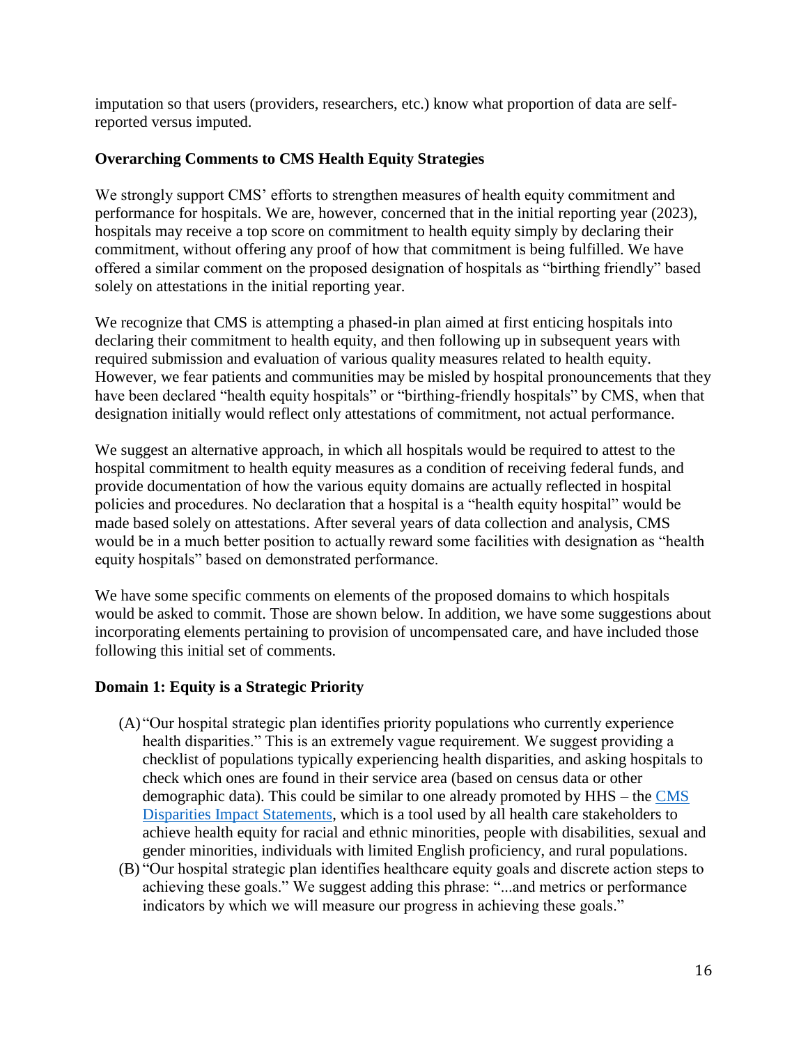imputation so that users (providers, researchers, etc.) know what proportion of data are self-reported versus imputed.

**Overarching Comments to CMS Health Equity Strategies**

We strongly support CMS' efforts to strengthen measures of health equity commitment and performance for hospitals. We are, however, concerned that in the initial reporting year (2023), hospitals may receive a top score on commitment to health equity simply by declaring their commitment, without offering any proof of how that commitment is being fulfilled. We have offered a similar comment on the proposed designation of hospitals as "birthing friendly" based solely on attestations in the initial reporting year.

We recognize that CMS is attempting a phased-in plan aimed at first enticing hospitals into declaring their commitment to health equity, and then following up in subsequent years with required submission and evaluation of various quality measures related to health equity. However, we fear patients and communities may be misled by hospital pronouncements that they have been declared "health equity hospitals" or "birthing-friendly hospitals" by CMS, when that designation initially would reflect only attestations of commitment, not actual performance.

We suggest an alternative approach, in which all hospitals would be required to attest to the hospital commitment to health equity measures as a condition of receiving federal funds, and provide documentation of how the various equity domains are actually reflected in hospital policies and procedures. No declaration that a hospital is a "health equity hospital" would be made based solely on attestations. After several years of data collection and analysis, CMS would be in a much better position to actually reward some facilities with designation as "health equity hospitals" based on demonstrated performance.

We have some specific comments on elements of the proposed domains to which hospitals would be asked to commit. Those are shown below. In addition, we have some suggestions about incorporating elements pertaining to provision of uncompensated care, and have included those following this initial set of comments.

**Domain 1: Equity is a Strategic Priority**

(A) "Our hospital strategic plan identifies priority populations who currently experience health disparities." This is an extremely vague requirement. We suggest providing a checklist of populations typically experiencing health disparities, and asking hospitals to check which ones are found in their service area (based on census data or other demographic data). This could be similar to one already promoted by HHS – the CMS Disparities Impact Statements, which is a tool used by all health care stakeholders to achieve health equity for racial and ethnic minorities, people with disabilities, sexual and gender minorities, individuals with limited English proficiency, and rural populations.

(B) "Our hospital strategic plan identifies healthcare equity goals and discrete action steps to achieving these goals." We suggest adding this phrase: "...and metrics or performance indicators by which we will measure our progress in achieving these goals."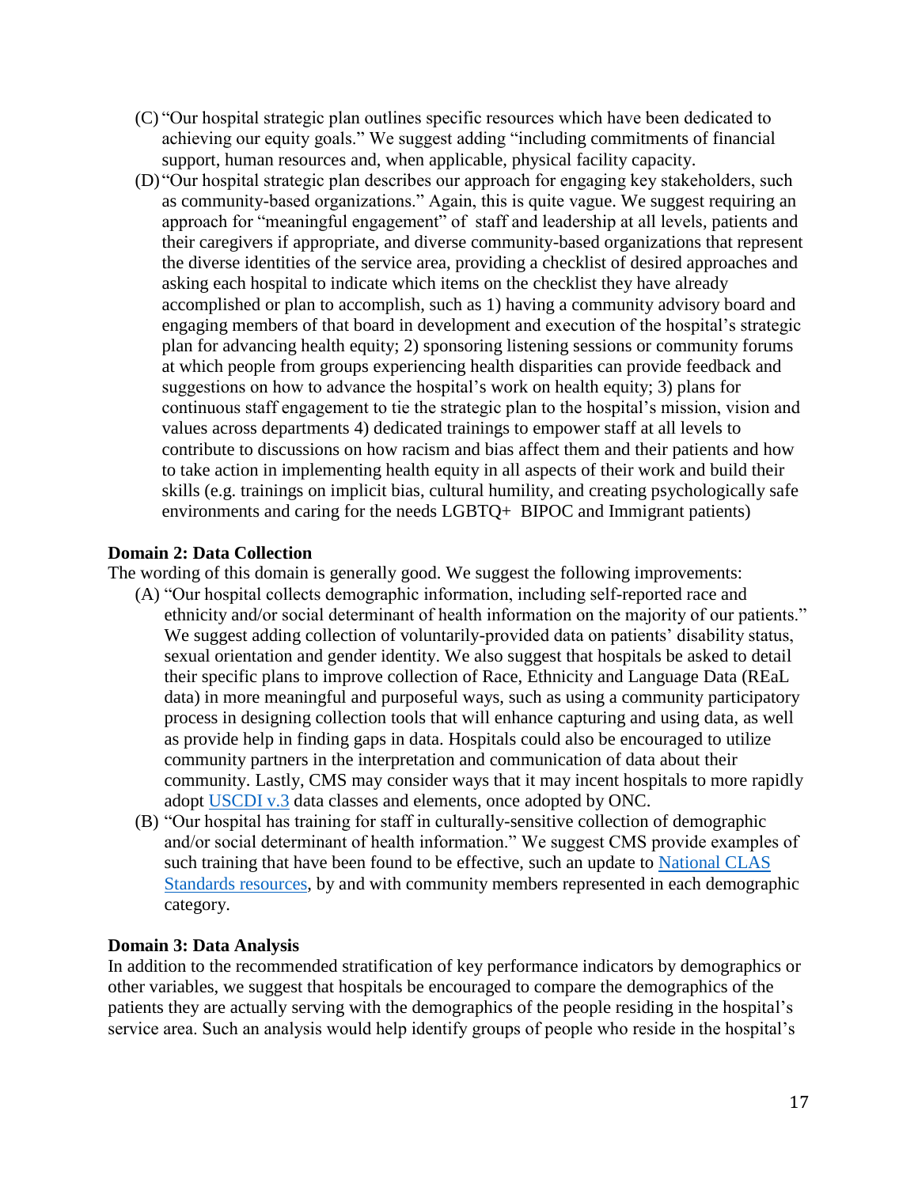(C) "Our hospital strategic plan outlines specific resources which have been dedicated to achieving our equity goals." We suggest adding "including commitments of financial support, human resources and, when applicable, physical facility capacity.

(D) "Our hospital strategic plan describes our approach for engaging key stakeholders, such as community-based organizations." Again, this is quite vague. We suggest requiring an approach for "meaningful engagement" of staff and leadership at all levels, patients and their caregivers if appropriate, and diverse community-based organizations that represent the diverse identities of the service area, providing a checklist of desired approaches and asking each hospital to indicate which items on the checklist they have already accomplished or plan to accomplish, such as 1) having a community advisory board and engaging members of that board in development and execution of the hospital's strategic plan for advancing health equity; 2) sponsoring listening sessions or community forums at which people from groups experiencing health disparities can provide feedback and suggestions on how to advance the hospital's work on health equity; 3) plans for continuous staff engagement to tie the strategic plan to the hospital's mission, vision and values across departments 4) dedicated trainings to empower staff at all levels to contribute to discussions on how racism and bias affect them and their patients and how to take action in implementing health equity in all aspects of their work and build their skills (e.g. trainings on implicit bias, cultural humility, and creating psychologically safe environments and caring for the needs LGBTQ+ BIPOC and Immigrant patients)

**Domain 2: Data Collection**

The wording of this domain is generally good. We suggest the following improvements:

(A) "Our hospital collects demographic information, including self-reported race and ethnicity and/or social determinant of health information on the majority of our patients." We suggest adding collection of voluntarily-provided data on patients' disability status, sexual orientation and gender identity. We also suggest that hospitals be asked to detail their specific plans to improve collection of Race, Ethnicity and Language Data (REaL data) in more meaningful and purposeful ways, such as using a community participatory process in designing collection tools that will enhance capturing and using data, as well as provide help in finding gaps in data. Hospitals could also be encouraged to utilize community partners in the interpretation and communication of data about their community. Lastly, CMS may consider ways that it may incent hospitals to more rapidly adopt USCDI v.3 data classes and elements, once adopted by ONC.

(B) "Our hospital has training for staff in culturally-sensitive collection of demographic and/or social determinant of health information." We suggest CMS provide examples of such training that have been found to be effective, such an update to National CLAS Standards resources, by and with community members represented in each demographic category.

**Domain 3: Data Analysis**

In addition to the recommended stratification of key performance indicators by demographics or other variables, we suggest that hospitals be encouraged to compare the demographics of the patients they are actually serving with the demographics of the people residing in the hospital's service area. Such an analysis would help identify groups of people who reside in the hospital's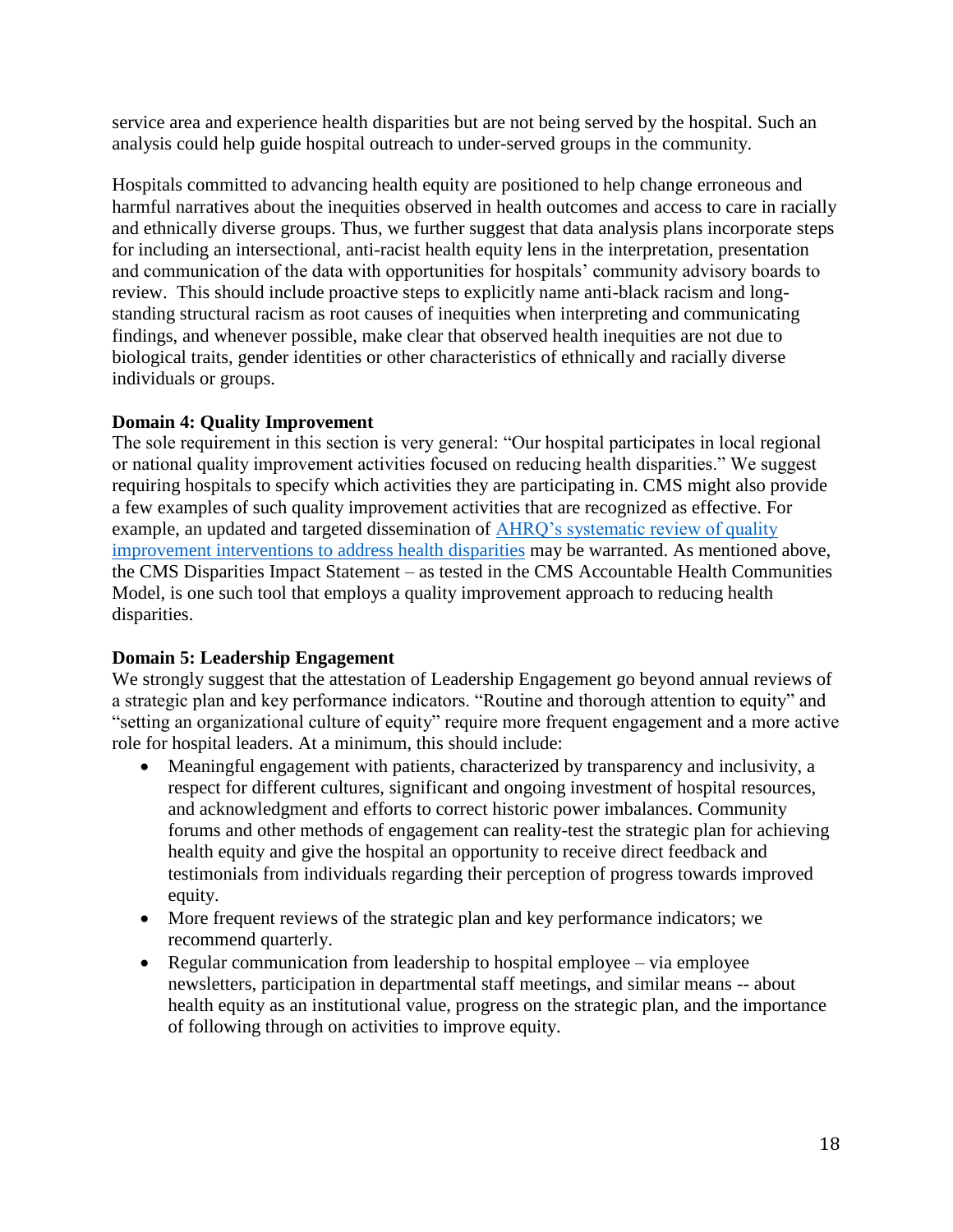service area and experience health disparities but are not being served by the hospital. Such an analysis could help guide hospital outreach to under-served groups in the community.

Hospitals committed to advancing health equity are positioned to help change erroneous and harmful narratives about the inequities observed in health outcomes and access to care in racially and ethnically diverse groups. Thus, we further suggest that data analysis plans incorporate steps for including an intersectional, anti-racist health equity lens in the interpretation, presentation and communication of the data with opportunities for hospitals' community advisory boards to review. This should include proactive steps to explicitly name anti-black racism and long-standing structural racism as root causes of inequities when interpreting and communicating findings, and whenever possible, make clear that observed health inequities are not due to biological traits, gender identities or other characteristics of ethnically and racially diverse individuals or groups.

**Domain 4: Quality Improvement**

The sole requirement in this section is very general: "Our hospital participates in local regional or national quality improvement activities focused on reducing health disparities." We suggest requiring hospitals to specify which activities they are participating in. CMS might also provide a few examples of such quality improvement activities that are recognized as effective. For example, an updated and targeted dissemination of [AHRQ's systematic review of quality improvement interventions to address health disparities]() may be warranted. As mentioned above, the CMS Disparities Impact Statement – as tested in the CMS Accountable Health Communities Model, is one such tool that employs a quality improvement approach to reducing health disparities.

**Domain 5: Leadership Engagement**

We strongly suggest that the attestation of Leadership Engagement go beyond annual reviews of a strategic plan and key performance indicators. "Routine and thorough attention to equity" and "setting an organizational culture of equity" require more frequent engagement and a more active role for hospital leaders. At a minimum, this should include:

- Meaningful engagement with patients, characterized by transparency and inclusivity, a respect for different cultures, significant and ongoing investment of hospital resources, and acknowledgment and efforts to correct historic power imbalances. Community forums and other methods of engagement can reality-test the strategic plan for achieving health equity and give the hospital an opportunity to receive direct feedback and testimonials from individuals regarding their perception of progress towards improved equity.
- More frequent reviews of the strategic plan and key performance indicators; we recommend quarterly.
- Regular communication from leadership to hospital employee – via employee newsletters, participation in departmental staff meetings, and similar means -- about health equity as an institutional value, progress on the strategic plan, and the importance of following through on activities to improve equity.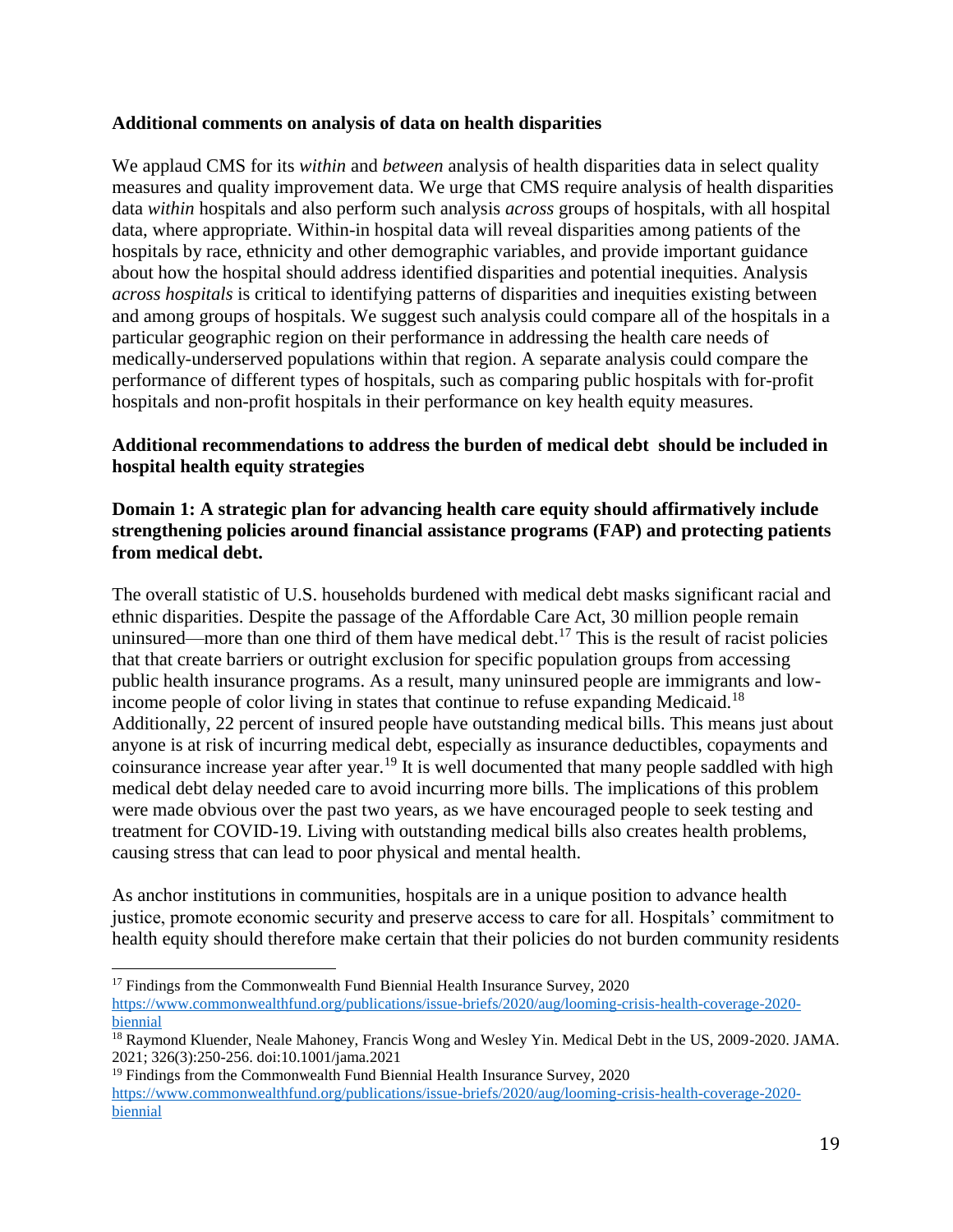**Additional comments on analysis of data on health disparities**

We applaud CMS for its *within* and *between* analysis of health disparities data in select quality measures and quality improvement data. We urge that CMS require analysis of health disparities data *within* hospitals and also perform such analysis *across* groups of hospitals, with all hospital data, where appropriate. Within-in hospital data will reveal disparities among patients of the hospitals by race, ethnicity and other demographic variables, and provide important guidance about how the hospital should address identified disparities and potential inequities. Analysis *across hospitals* is critical to identifying patterns of disparities and inequities existing between and among groups of hospitals. We suggest such analysis could compare all of the hospitals in a particular geographic region on their performance in addressing the health care needs of medically-underserved populations within that region. A separate analysis could compare the performance of different types of hospitals, such as comparing public hospitals with for-profit hospitals and non-profit hospitals in their performance on key health equity measures.

**Additional recommendations to address the burden of medical debt should be included in hospital health equity strategies**

**Domain 1: A strategic plan for advancing health care equity should affirmatively include strengthening policies around financial assistance programs (FAP) and protecting patients from medical debt.**

The overall statistic of U.S. households burdened with medical debt masks significant racial and ethnic disparities. Despite the passage of the Affordable Care Act, 30 million people remain uninsured—more than one third of them have medical debt.[17] This is the result of racist policies that that create barriers or outright exclusion for specific population groups from accessing public health insurance programs. As a result, many uninsured people are immigrants and low-income people of color living in states that continue to refuse expanding Medicaid.[18] Additionally, 22 percent of insured people have outstanding medical bills. This means just about anyone is at risk of incurring medical debt, especially as insurance deductibles, copayments and coinsurance increase year after year.[19] It is well documented that many people saddled with high medical debt delay needed care to avoid incurring more bills. The implications of this problem were made obvious over the past two years, as we have encouraged people to seek testing and treatment for COVID-19. Living with outstanding medical bills also creates health problems, causing stress that can lead to poor physical and mental health.

As anchor institutions in communities, hospitals are in a unique position to advance health justice, promote economic security and preserve access to care for all. Hospitals' commitment to health equity should therefore make certain that their policies do not burden community residents

---

[17] Findings from the Commonwealth Fund Biennial Health Insurance Survey, 2020 https://www.commonwealthfund.org/publications/issue-briefs/2020/aug/looming-crisis-health-coverage-2020-biennial

[18] Raymond Kluender, Neale Mahoney, Francis Wong and Wesley Yin. Medical Debt in the US, 2009-2020. JAMA. 2021; 326(3):250-256. doi:10.1001/jama.2021

[19] Findings from the Commonwealth Fund Biennial Health Insurance Survey, 2020 https://www.commonwealthfund.org/publications/issue-briefs/2020/aug/looming-crisis-health-coverage-2020-biennial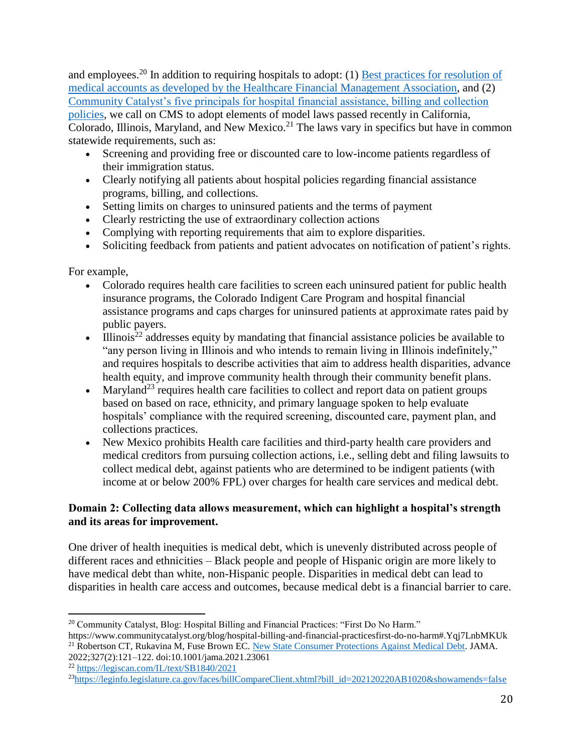and employees.[20] In addition to requiring hospitals to adopt: (1) Best practices for resolution of medical accounts as developed by the Healthcare Financial Management Association, and (2) Community Catalyst's five principals for hospital financial assistance, billing and collection policies, we call on CMS to adopt elements of model laws passed recently in California, Colorado, Illinois, Maryland, and New Mexico.[21] The laws vary in specifics but have in common statewide requirements, such as:

- Screening and providing free or discounted care to low-income patients regardless of their immigration status.
- Clearly notifying all patients about hospital policies regarding financial assistance programs, billing, and collections.
- Setting limits on charges to uninsured patients and the terms of payment
- Clearly restricting the use of extraordinary collection actions
- Complying with reporting requirements that aim to explore disparities.
- Soliciting feedback from patients and patient advocates on notification of patient's rights.

For example,

- Colorado requires health care facilities to screen each uninsured patient for public health insurance programs, the Colorado Indigent Care Program and hospital financial assistance programs and caps charges for uninsured patients at approximate rates paid by public payers.
- Illinois[22] addresses equity by mandating that financial assistance policies be available to "any person living in Illinois and who intends to remain living in Illinois indefinitely," and requires hospitals to describe activities that aim to address health disparities, advance health equity, and improve community health through their community benefit plans.
- Maryland[23] requires health care facilities to collect and report data on patient groups based on based on race, ethnicity, and primary language spoken to help evaluate hospitals' compliance with the required screening, discounted care, payment plan, and collections practices.
- New Mexico prohibits Health care facilities and third-party health care providers and medical creditors from pursuing collection actions, i.e., selling debt and filing lawsuits to collect medical debt, against patients who are determined to be indigent patients (with income at or below 200% FPL) over charges for health care services and medical debt.

**Domain 2: Collecting data allows measurement, which can highlight a hospital's strength and its areas for improvement.**

One driver of health inequities is medical debt, which is unevenly distributed across people of different races and ethnicities – Black people and people of Hispanic origin are more likely to have medical debt than white, non-Hispanic people. Disparities in medical debt can lead to disparities in health care access and outcomes, because medical debt is a financial barrier to care.

---

[20] Community Catalyst, Blog: Hospital Billing and Financial Practices: "First Do No Harm." https://www.communitycatalyst.org/blog/hospital-billing-and-financial-practicesfirst-do-no-harm#.Yqj7LnbMKUk

[21] Robertson CT, Rukavina M, Fuse Brown EC. New State Consumer Protections Against Medical Debt. JAMA. 2022;327(2):121–122. doi:10.1001/jama.2021.23061

[22] https://legiscan.com/IL/text/SB1840/2021

[23] https://leginfo.legislature.ca.gov/faces/billCompareClient.xhtml?bill_id=202120220AB1020&showamends=false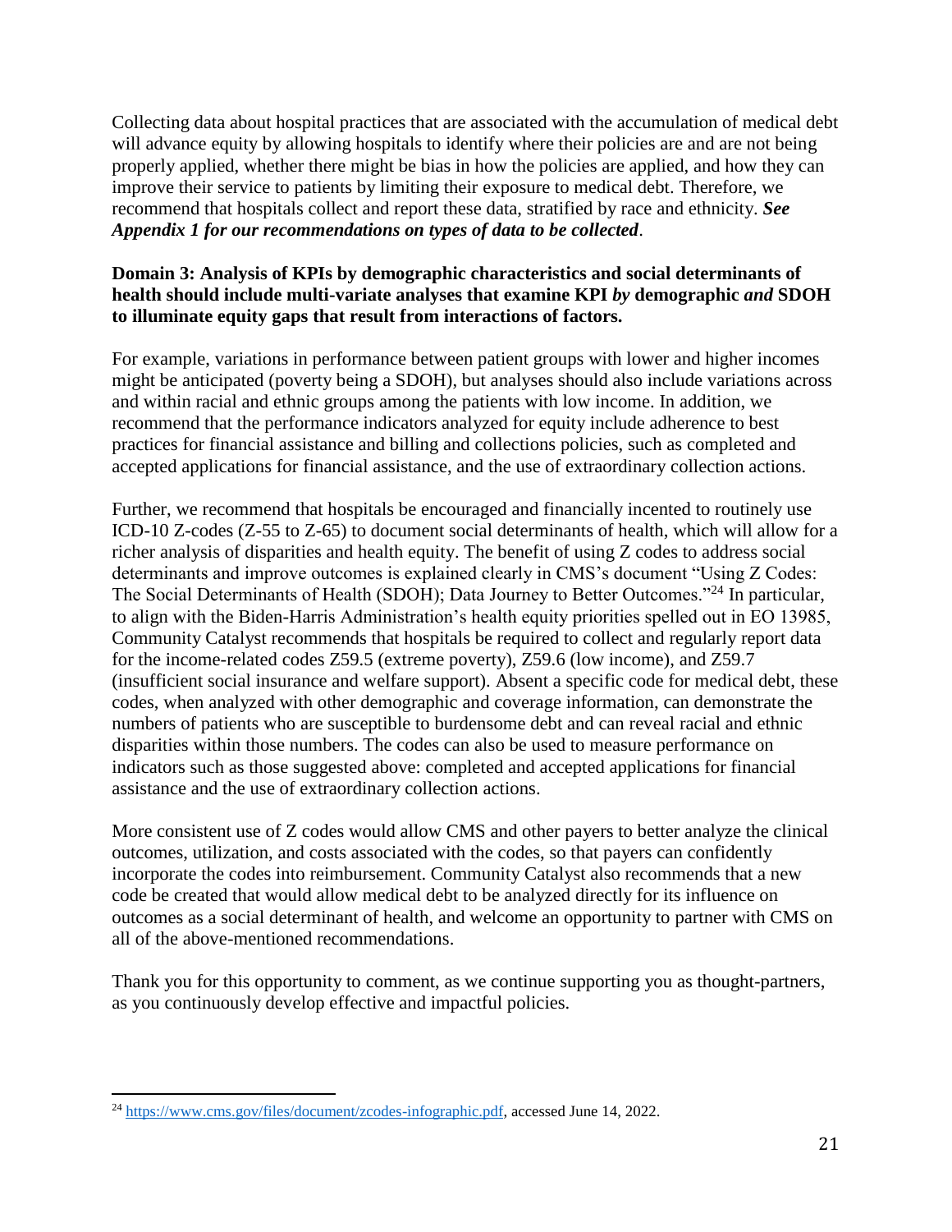Collecting data about hospital practices that are associated with the accumulation of medical debt will advance equity by allowing hospitals to identify where their policies are and are not being properly applied, whether there might be bias in how the policies are applied, and how they can improve their service to patients by limiting their exposure to medical debt. Therefore, we recommend that hospitals collect and report these data, stratified by race and ethnicity. ***See Appendix 1 for our recommendations on types of data to be collected***.

**Domain 3: Analysis of KPIs by demographic characteristics and social determinants of health should include multi-variate analyses that examine KPI *by* demographic *and* SDOH to illuminate equity gaps that result from interactions of factors.**

For example, variations in performance between patient groups with lower and higher incomes might be anticipated (poverty being a SDOH), but analyses should also include variations across and within racial and ethnic groups among the patients with low income. In addition, we recommend that the performance indicators analyzed for equity include adherence to best practices for financial assistance and billing and collections policies, such as completed and accepted applications for financial assistance, and the use of extraordinary collection actions.

Further, we recommend that hospitals be encouraged and financially incented to routinely use ICD-10 Z-codes (Z-55 to Z-65) to document social determinants of health, which will allow for a richer analysis of disparities and health equity. The benefit of using Z codes to address social determinants and improve outcomes is explained clearly in CMS's document "Using Z Codes: The Social Determinants of Health (SDOH); Data Journey to Better Outcomes."[24] In particular, to align with the Biden-Harris Administration's health equity priorities spelled out in EO 13985, Community Catalyst recommends that hospitals be required to collect and regularly report data for the income-related codes Z59.5 (extreme poverty), Z59.6 (low income), and Z59.7 (insufficient social insurance and welfare support). Absent a specific code for medical debt, these codes, when analyzed with other demographic and coverage information, can demonstrate the numbers of patients who are susceptible to burdensome debt and can reveal racial and ethnic disparities within those numbers. The codes can also be used to measure performance on indicators such as those suggested above: completed and accepted applications for financial assistance and the use of extraordinary collection actions.

More consistent use of Z codes would allow CMS and other payers to better analyze the clinical outcomes, utilization, and costs associated with the codes, so that payers can confidently incorporate the codes into reimbursement. Community Catalyst also recommends that a new code be created that would allow medical debt to be analyzed directly for its influence on outcomes as a social determinant of health, and welcome an opportunity to partner with CMS on all of the above-mentioned recommendations.

Thank you for this opportunity to comment, as we continue supporting you as thought-partners, as you continuously develop effective and impactful policies.

---

[24] https://www.cms.gov/files/document/zcodes-infographic.pdf, accessed June 14, 2022.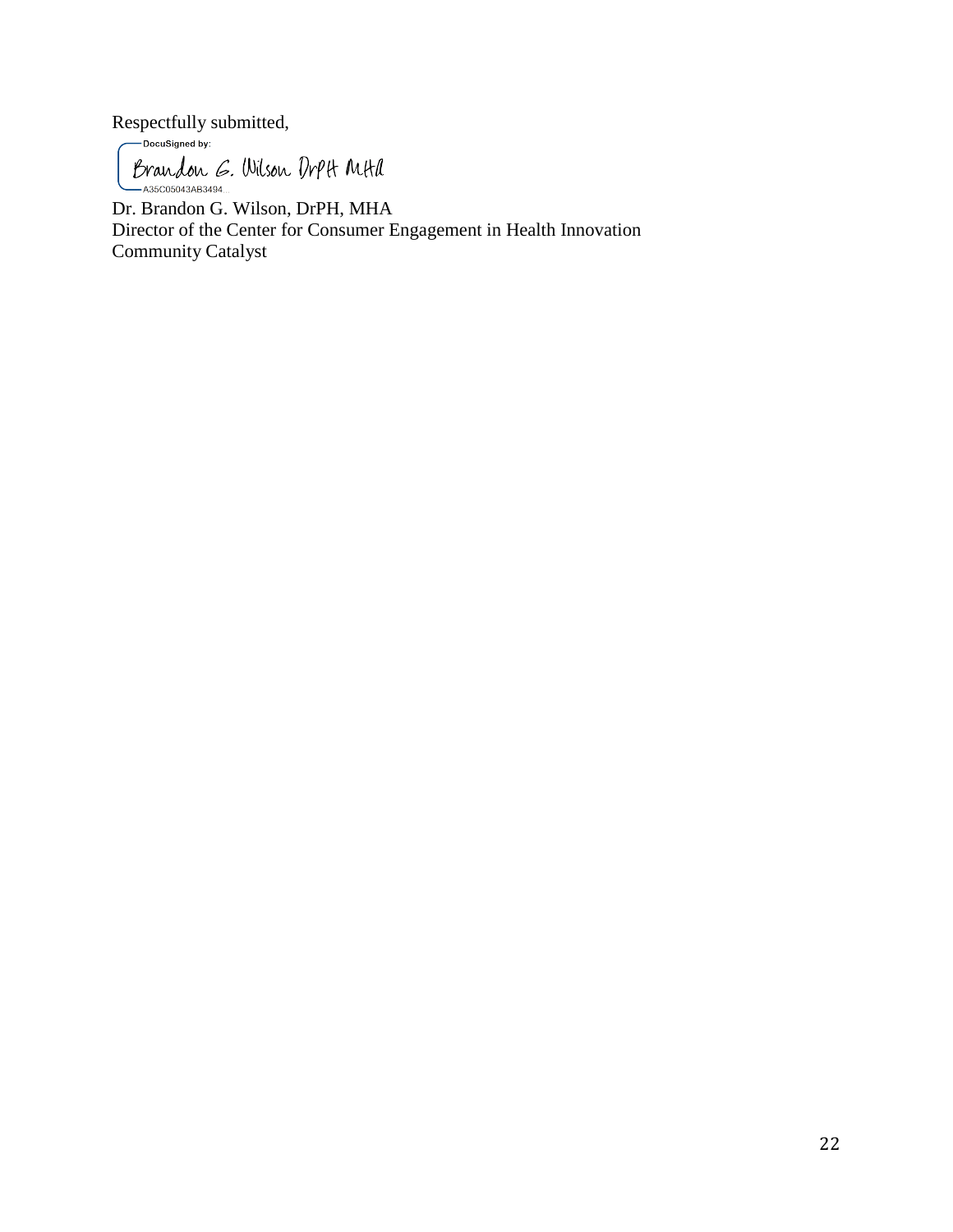Respectfully submitted,

DocuSigned by:
Brandon G. Wilson DrPH MHA
A35C05043AB3494...

Dr. Brandon G. Wilson, DrPH, MHA
Director of the Center for Consumer Engagement in Health Innovation
Community Catalyst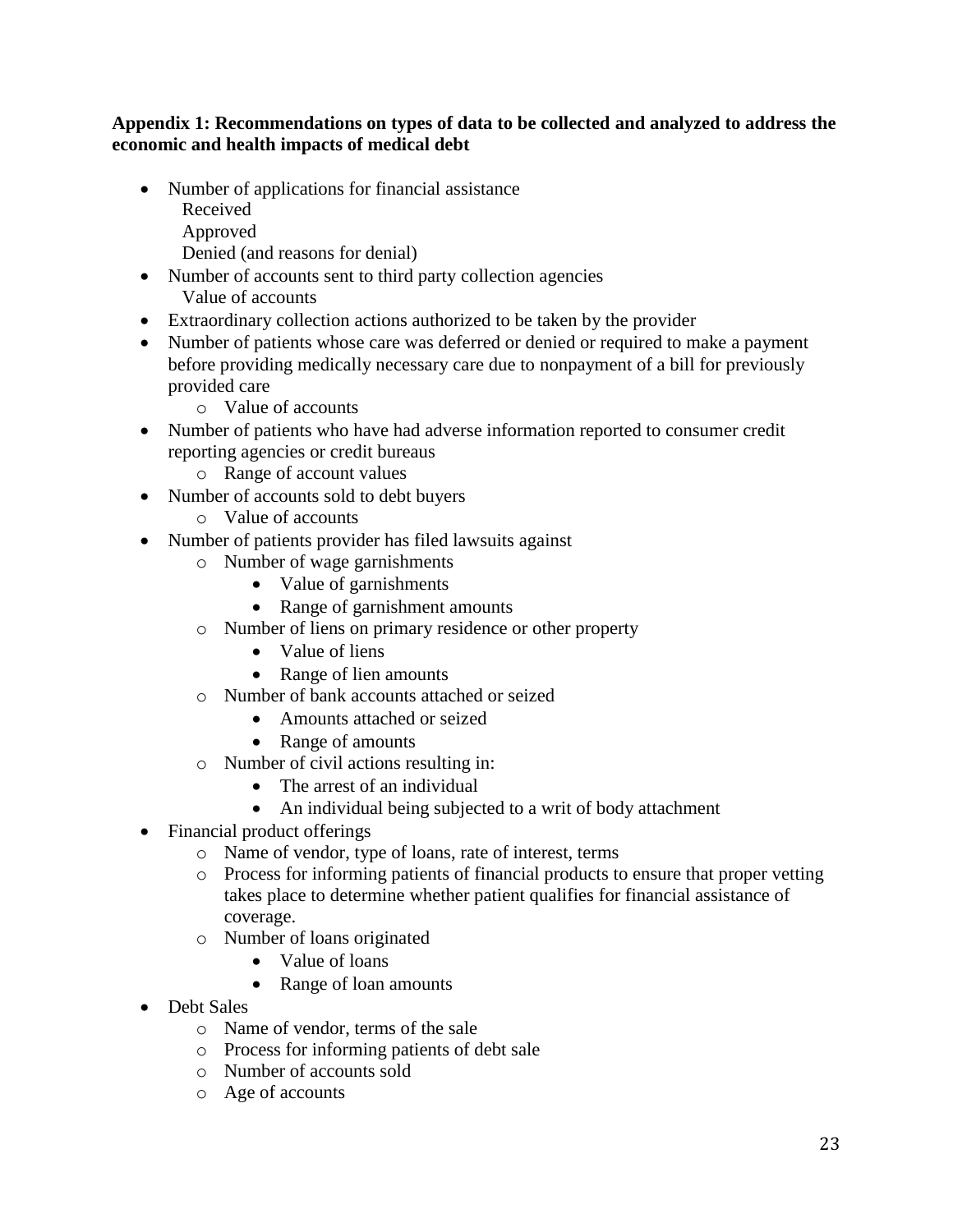**Appendix 1: Recommendations on types of data to be collected and analyzed to address the economic and health impacts of medical debt**

- Number of applications for financial assistance
  - Received
  - Approved
  - Denied (and reasons for denial)
- Number of accounts sent to third party collection agencies
  - Value of accounts
- Extraordinary collection actions authorized to be taken by the provider
- Number of patients whose care was deferred or denied or required to make a payment before providing medically necessary care due to nonpayment of a bill for previously provided care
  - Value of accounts
- Number of patients who have had adverse information reported to consumer credit reporting agencies or credit bureaus
  - Range of account values
- Number of accounts sold to debt buyers
  - Value of accounts
- Number of patients provider has filed lawsuits against
  - Number of wage garnishments
    - Value of garnishments
    - Range of garnishment amounts
  - Number of liens on primary residence or other property
    - Value of liens
    - Range of lien amounts
  - Number of bank accounts attached or seized
    - Amounts attached or seized
    - Range of amounts
  - Number of civil actions resulting in:
    - The arrest of an individual
    - An individual being subjected to a writ of body attachment
- Financial product offerings
  - Name of vendor, type of loans, rate of interest, terms
  - Process for informing patients of financial products to ensure that proper vetting takes place to determine whether patient qualifies for financial assistance of coverage.
  - Number of loans originated
    - Value of loans
    - Range of loan amounts
- Debt Sales
  - Name of vendor, terms of the sale
  - Process for informing patients of debt sale
  - Number of accounts sold
  - Age of accounts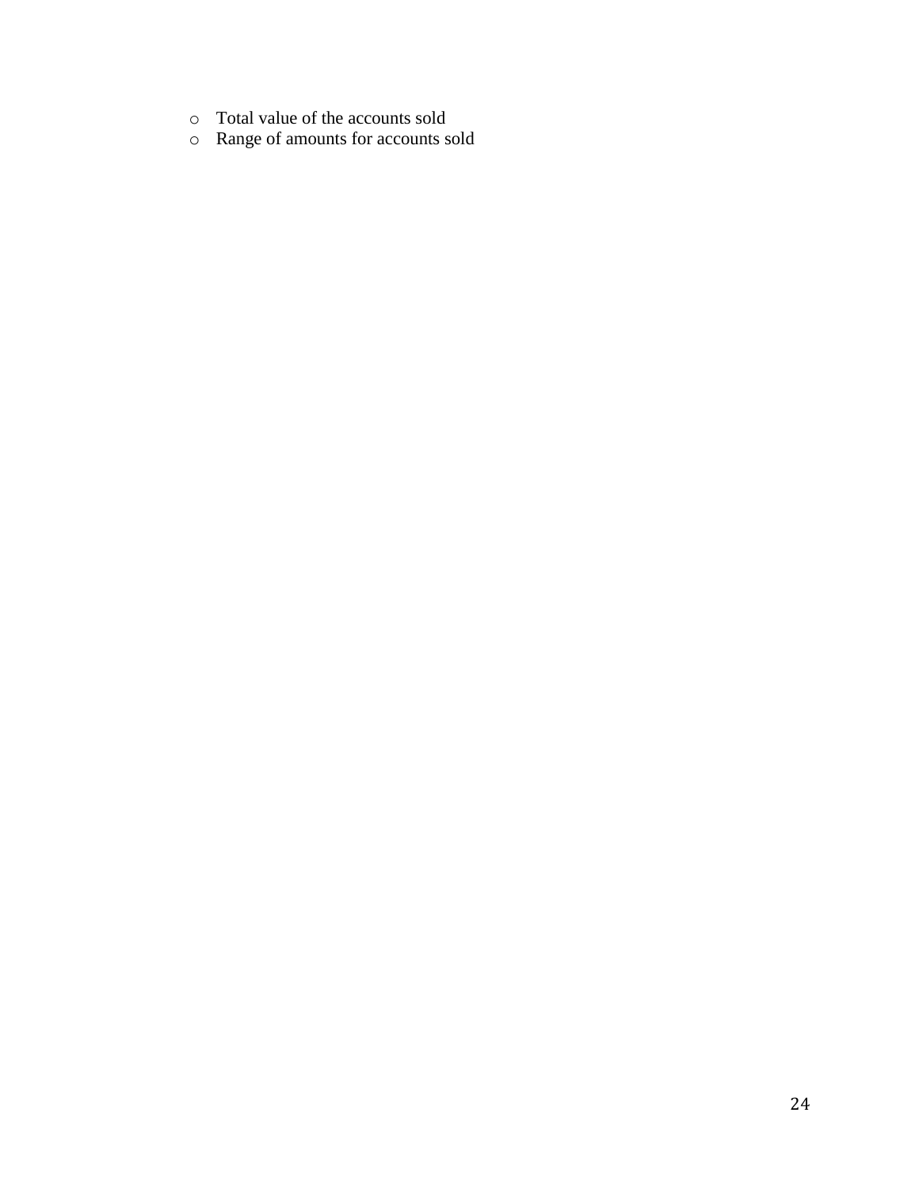- Total value of the accounts sold
- Range of amounts for accounts sold